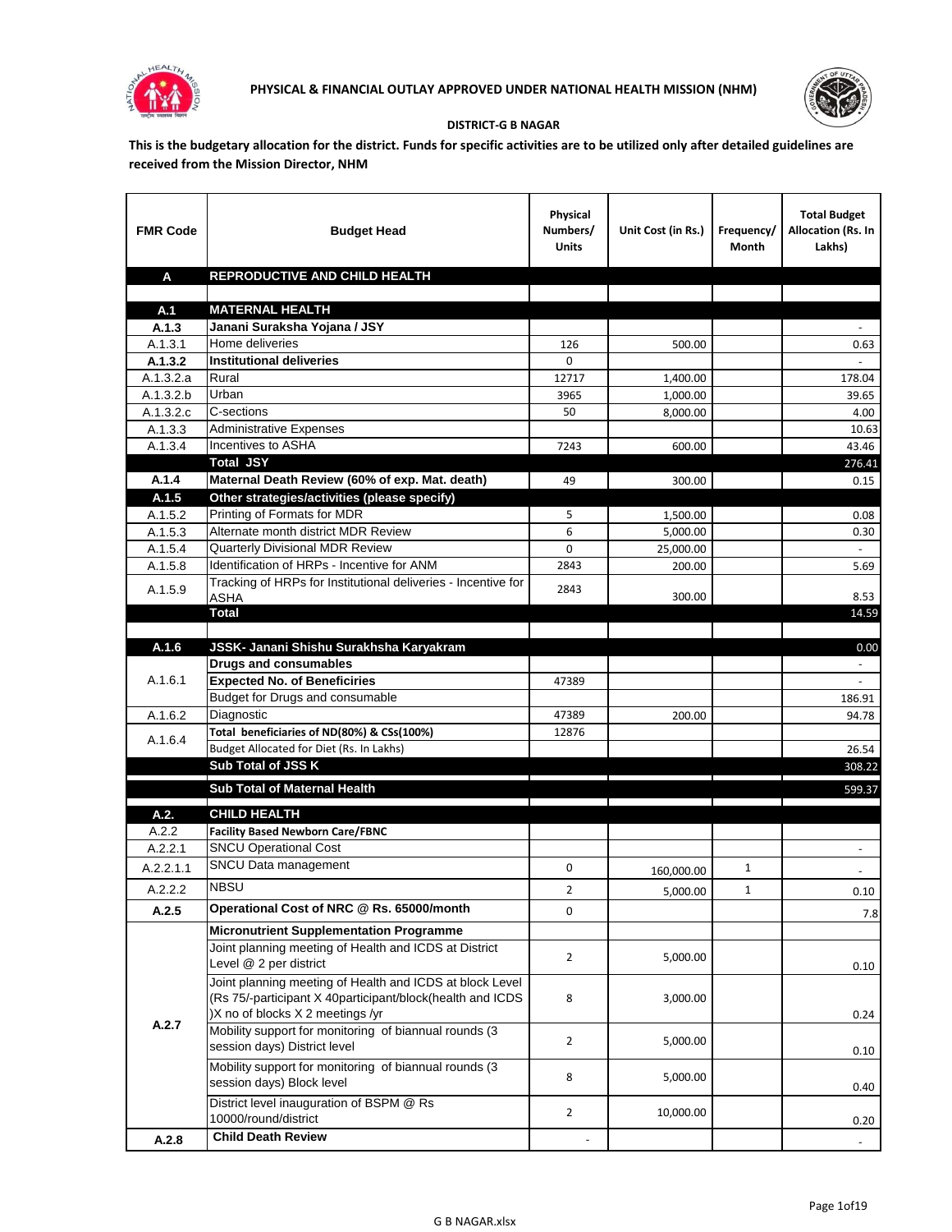**PHYSICAL & FINANCIAL OUTLAY APPROVED UNDER NATIONAL HEALTH MISSION (NHM)**

**DISTRICT-G B NAGAR**

**This is the budgetary allocation for the district. Funds for specific activities are to be utilized only after detailed guidelines are received from the Mission Director, NHM**

| FMR Code | Budget Head | Physical Numbers/ Units | Unit Cost (in Rs.) | Frequency/ Month | Total Budget Allocation (Rs. In Lakhs) |
|---|---|---|---|---|---|
| **A** | **REPRODUCTIVE AND CHILD HEALTH** | | | | |
| | | | | | |
| **A.1** | **MATERNAL HEALTH** | | | | |
| **A.1.3** | **Janani Suraksha Yojana / JSY** | | | | - |
| A.1.3.1 | Home deliveries | 126 | 500.00 | | 0.63 |
| **A.1.3.2** | **Institutional deliveries** | 0 | | | - |
| A.1.3.2.a | Rural | 12717 | 1,400.00 | | 178.04 |
| A.1.3.2.b | Urban | 3965 | 1,000.00 | | 39.65 |
| A.1.3.2.c | C-sections | 50 | 8,000.00 | | 4.00 |
| A.1.3.3 | Administrative Expenses | | | | 10.63 |
| A.1.3.4 | Incentives to ASHA | 7243 | 600.00 | | 43.46 |
| | **Total JSY** | | | | 276.41 |
| **A.1.4** | **Maternal Death Review (60% of exp. Mat. death)** | 49 | 300.00 | | 0.15 |
| **A.1.5** | **Other strategies/activities (please specify)** | | | | |
| A.1.5.2 | Printing of Formats for MDR | 5 | 1,500.00 | | 0.08 |
| A.1.5.3 | Alternate month district MDR Review | 6 | 5,000.00 | | 0.30 |
| A.1.5.4 | Quarterly Divisional MDR Review | 0 | 25,000.00 | | - |
| A.1.5.8 | Identification of HRPs - Incentive for ANM | 2843 | 200.00 | | 5.69 |
| A.1.5.9 | Tracking of HRPs for Institutional deliveries - Incentive for ASHA | 2843 | 300.00 | | 8.53 |
| | **Total** | | | | 14.59 |
| | | | | | |
| **A.1.6** | **JSSK- Janani Shishu Surakhsha Karyakram** | | | | 0.00 |
| A.1.6.1 | **Drugs and consumables** | | | | - |
| | **Expected No. of Beneficiries** | 47389 | | | - |
| | Budget for Drugs and consumable | | | | 186.91 |
| A.1.6.2 | Diagnostic | 47389 | 200.00 | | 94.78 |
| A.1.6.4 | **Total beneficiaries of ND(80%) & CSs(100%)** | 12876 | | | |
| | Budget Allocated for Diet (Rs. In Lakhs) | | | | 26.54 |
| | **Sub Total of JSS K** | | | | 308.22 |
| | **Sub Total of Maternal Health** | | | | 599.37 |
| **A.2.** | **CHILD HEALTH** | | | | |
| A.2.2 | **Facility Based Newborn Care/FBNC** | | | | |
| A.2.2.1 | SNCU Operational Cost | | | | - |
| A.2.2.1.1 | SNCU Data management | 0 | 160,000.00 | 1 | - |
| A.2.2.2 | NBSU | 2 | 5,000.00 | 1 | 0.10 |
| **A.2.5** | **Operational Cost of NRC @ Rs. 65000/month** | 0 | | | 7.8 |
| A.2.7 | **Micronutrient Supplementation Programme** | | | | |
| | Joint planning meeting of Health and ICDS at District Level @ 2 per district | 2 | 5,000.00 | | 0.10 |
| | Joint planning meeting of Health and ICDS at block Level (Rs 75/-participant X 40participant/block(health and ICDS )X no of blocks X 2 meetings /yr | 8 | 3,000.00 | | 0.24 |
| | Mobility support for monitoring of biannual rounds (3 session days) District level | 2 | 5,000.00 | | 0.10 |
| | Mobility support for monitoring of biannual rounds (3 session days) Block level | 8 | 5,000.00 | | 0.40 |
| | District level inauguration of BSPM @ Rs 10000/round/district | 2 | 10,000.00 | | 0.20 |
| **A.2.8** | **Child Death Review** | - | | | - |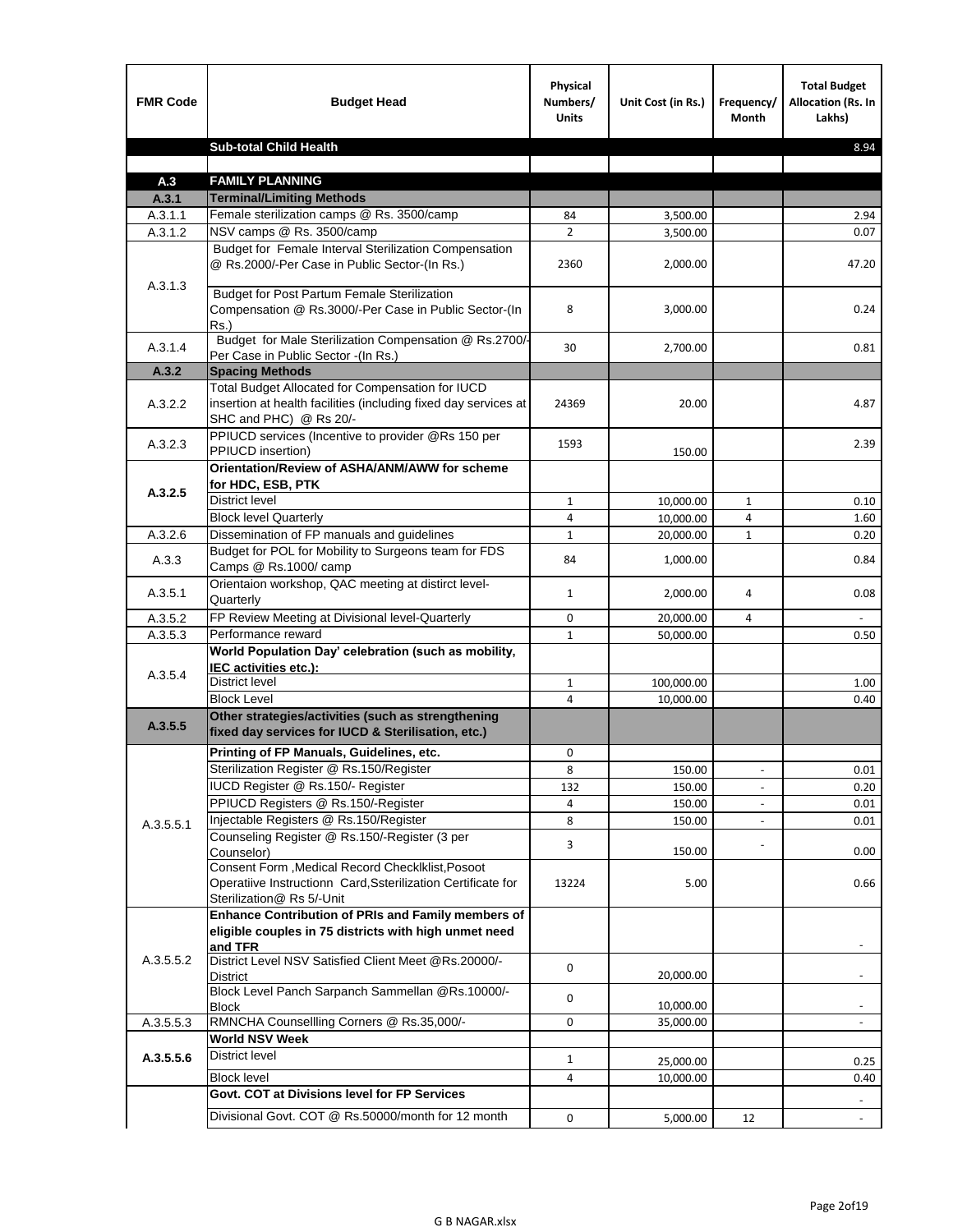| FMR Code | Budget Head | Physical Numbers/ Units | Unit Cost (in Rs.) | Frequency/ Month | Total Budget Allocation (Rs. In Lakhs) |
|---|---|---|---|---|---|
| | **Sub-total Child Health** | | | | 8.94 |
| | | | | | |
| **A.3** | **FAMILY PLANNING** | | | | |
| **A.3.1** | **Terminal/Limiting Methods** | | | | |
| A.3.1.1 | Female sterilization camps @ Rs. 3500/camp | 84 | 3,500.00 | | 2.94 |
| A.3.1.2 | NSV camps @ Rs. 3500/camp | 2 | 3,500.00 | | 0.07 |
| A.3.1.3 | Budget for Female Interval Sterilization Compensation @ Rs.2000/-Per Case in Public Sector-(In Rs.) | 2360 | 2,000.00 | | 47.20 |
| | Budget for Post Partum Female Sterilization Compensation @ Rs.3000/-Per Case in Public Sector-(In Rs.) | 8 | 3,000.00 | | 0.24 |
| A.3.1.4 | Budget for Male Sterilization Compensation @ Rs.2700/-Per Case in Public Sector -(In Rs.) | 30 | 2,700.00 | | 0.81 |
| **A.3.2** | **Spacing Methods** | | | | |
| A.3.2.2 | Total Budget Allocated for Compensation for IUCD insertion at health facilities (including fixed day services at SHC and PHC) @ Rs 20/- | 24369 | 20.00 | | 4.87 |
| A.3.2.3 | PPIUCD services (Incentive to provider @Rs 150 per PPIUCD insertion) | 1593 | 150.00 | | 2.39 |
| **A.3.2.5** | **Orientation/Review of ASHA/ANM/AWW for scheme for HDC, ESB, PTK** | | | | |
| | District level | 1 | 10,000.00 | 1 | 0.10 |
| | Block level Quarterly | 4 | 10,000.00 | 4 | 1.60 |
| A.3.2.6 | Dissemination of FP manuals and guidelines | 1 | 20,000.00 | 1 | 0.20 |
| A.3.3 | Budget for POL for Mobility to Surgeons team for FDS Camps @ Rs.1000/ camp | 84 | 1,000.00 | | 0.84 |
| A.3.5.1 | Orientaion workshop, QAC meeting at distirct level-Quarterly | 1 | 2,000.00 | 4 | 0.08 |
| A.3.5.2 | FP Review Meeting at Divisional level-Quarterly | 0 | 20,000.00 | 4 | - |
| A.3.5.3 | Performance reward | 1 | 50,000.00 | | 0.50 |
| A.3.5.4 | **World Population Day' celebration (such as mobility, IEC activities etc.):** | | | | |
| | District level | 1 | 100,000.00 | | 1.00 |
| | Block Level | 4 | 10,000.00 | | 0.40 |
| **A.3.5.5** | **Other strategies/activities (such as strengthening fixed day services for IUCD & Sterilisation, etc.)** | | | | |
| A.3.5.5.1 | **Printing of FP Manuals, Guidelines, etc.** | 0 | | | |
| | Sterilization Register @ Rs.150/Register | 8 | 150.00 | - | 0.01 |
| | IUCD Register @ Rs.150/- Register | 132 | 150.00 | - | 0.20 |
| | PPIUCD Registers @ Rs.150/-Register | 4 | 150.00 | - | 0.01 |
| | Injectable Registers @ Rs.150/Register | 8 | 150.00 | - | 0.01 |
| | Counseling Register @ Rs.150/-Register (3 per Counselor) | 3 | 150.00 | - | 0.00 |
| | Consent Form ,Medical Record Checklklist,Posoot Operatiive Instructionn Card,Ssterilization Certificate for Sterilization@ Rs 5/-Unit | 13224 | 5.00 | | 0.66 |
| A.3.5.5.2 | **Enhance Contribution of PRIs and Family members of eligible couples in 75 districts with high unmet need and TFR** | | | | - |
| | District Level NSV Satisfied Client Meet @Rs.20000/-District | 0 | 20,000.00 | | - |
| | Block Level Panch Sarpanch Sammellan @Rs.10000/-Block | 0 | 10,000.00 | | - |
| A.3.5.5.3 | RMNCHA Counsellling Corners @ Rs.35,000/- | 0 | 35,000.00 | | - |
| **A.3.5.5.6** | **World NSV Week** | | | | |
| | District level | 1 | 25,000.00 | | 0.25 |
| | Block level | 4 | 10,000.00 | | 0.40 |
| | **Govt. COT at Divisions level for FP Services** | | | | - |
| | Divisional Govt. COT @ Rs.50000/month for 12 month | 0 | 5,000.00 | 12 | - |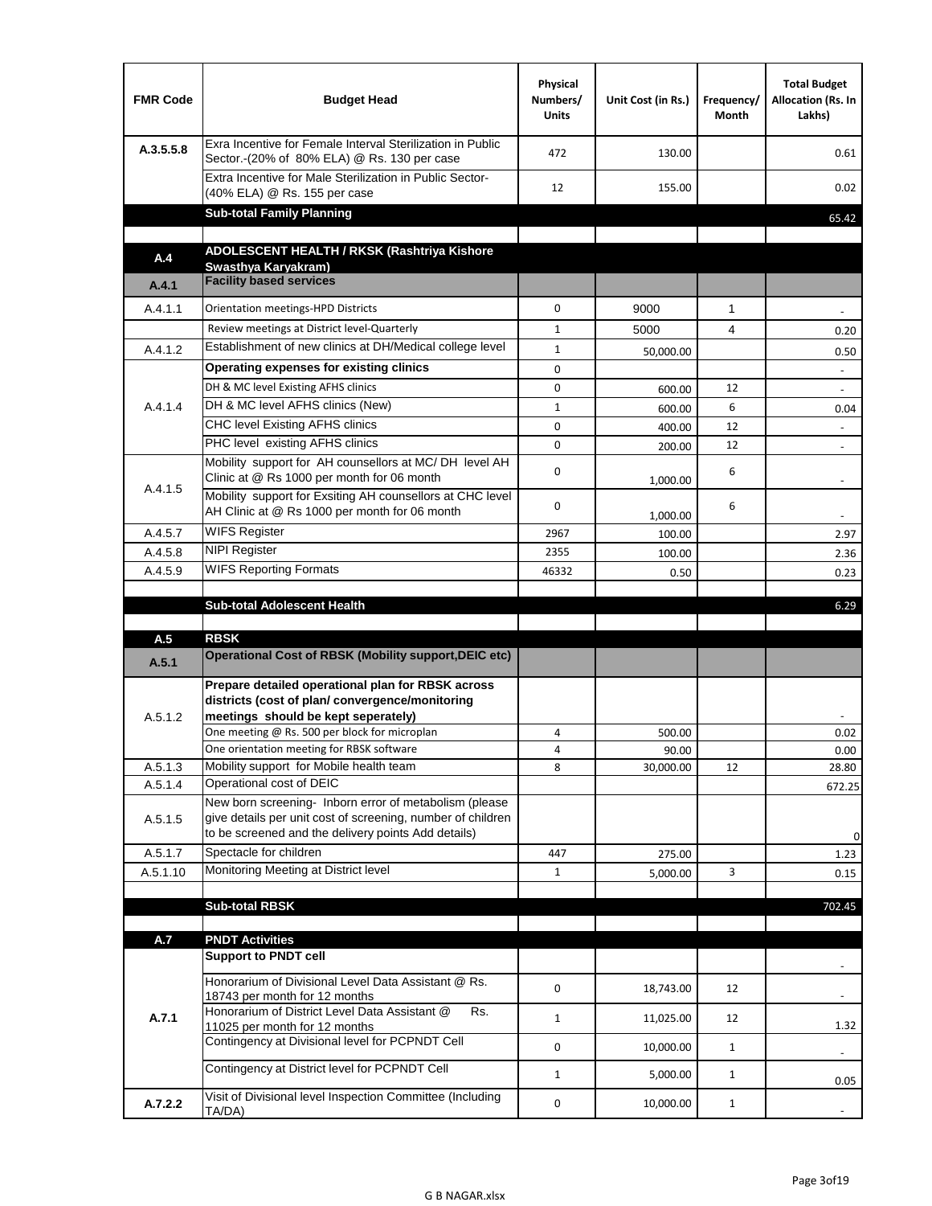| FMR Code | Budget Head | Physical Numbers/ Units | Unit Cost (in Rs.) | Frequency/ Month | Total Budget Allocation (Rs. In Lakhs) |
|---|---|---|---|---|---|
| A.3.5.5.8 | Exra Incentive for Female Interval Sterilization in Public Sector.-(20% of 80% ELA) @ Rs. 130 per case | 472 | 130.00 | | 0.61 |
| | Extra Incentive for Male Sterilization in Public Sector-(40% ELA) @ Rs. 155 per case | 12 | 155.00 | | 0.02 |
| | **Sub-total Family Planning** | | | | 65.42 |
| | | | | | |
| **A.4** | **ADOLESCENT HEALTH / RKSK (Rashtriya Kishore Swasthya Karyakram)** | | | | |
| **A.4.1** | **Facility based services** | | | | |
| A.4.1.1 | Orientation meetings-HPD Districts | 0 | 9000 | 1 | - |
| | Review meetings at District level-Quarterly | 1 | 5000 | 4 | 0.20 |
| A.4.1.2 | Establishment of new clinics at DH/Medical college level | 1 | 50,000.00 | | 0.50 |
| A.4.1.4 | **Operating expenses for existing clinics** | 0 | | | - |
| | DH & MC level Existing AFHS clinics | 0 | 600.00 | 12 | - |
| | DH & MC level AFHS clinics (New) | 1 | 600.00 | 6 | 0.04 |
| | CHC level Existing AFHS clinics | 0 | 400.00 | 12 | - |
| | PHC level existing AFHS clinics | 0 | 200.00 | 12 | - |
| A.4.1.5 | Mobility support for AH counsellors at MC/ DH level AH Clinic at @ Rs 1000 per month for 06 month | 0 | 1,000.00 | 6 | - |
| | Mobility support for Exsiting AH counsellors at CHC level AH Clinic at @ Rs 1000 per month for 06 month | 0 | 1,000.00 | 6 | - |
| A.4.5.7 | WIFS Register | 2967 | 100.00 | | 2.97 |
| A.4.5.8 | NIPI Register | 2355 | 100.00 | | 2.36 |
| A.4.5.9 | WIFS Reporting Formats | 46332 | 0.50 | | 0.23 |
| | | | | | |
| | **Sub-total Adolescent Health** | | | | 6.29 |
| | | | | | |
| **A.5** | **RBSK** | | | | |
| **A.5.1** | **Operational Cost of RBSK (Mobility support,DEIC etc)** | | | | |
| A.5.1.2 | **Prepare detailed operational plan for RBSK across districts (cost of plan/ convergence/monitoring meetings should be kept seperately)** | | | | - |
| | One meeting @ Rs. 500 per block for microplan | 4 | 500.00 | | 0.02 |
| | One orientation meeting for RBSK software | 4 | 90.00 | | 0.00 |
| A.5.1.3 | Mobility support for Mobile health team | 8 | 30,000.00 | 12 | 28.80 |
| A.5.1.4 | Operational cost of DEIC | | | | 672.25 |
| A.5.1.5 | New born screening- Inborn error of metabolism (please give details per unit cost of screening, number of children to be screened and the delivery points Add details) | | | | 0 |
| A.5.1.7 | Spectacle for children | 447 | 275.00 | | 1.23 |
| A.5.1.10 | Monitoring Meeting at District level | 1 | 5,000.00 | 3 | 0.15 |
| | | | | | |
| | **Sub-total RBSK** | | | | 702.45 |
| | | | | | |
| **A.7** | **PNDT Activities** | | | | |
| **A.7.1** | **Support to PNDT cell** | | | | - |
| | Honorarium of Divisional Level Data Assistant @ Rs. 18743 per month for 12 months | 0 | 18,743.00 | 12 | - |
| | Honorarium of District Level Data Assistant @ Rs. 11025 per month for 12 months | 1 | 11,025.00 | 12 | 1.32 |
| | Contingency at Divisional level for PCPNDT Cell | 0 | 10,000.00 | 1 | - |
| | Contingency at District level for PCPNDT Cell | 1 | 5,000.00 | 1 | 0.05 |
| **A.7.2.2** | Visit of Divisional level Inspection Committee (Including TA/DA) | 0 | 10,000.00 | 1 | - |

G B NAGAR.xlsx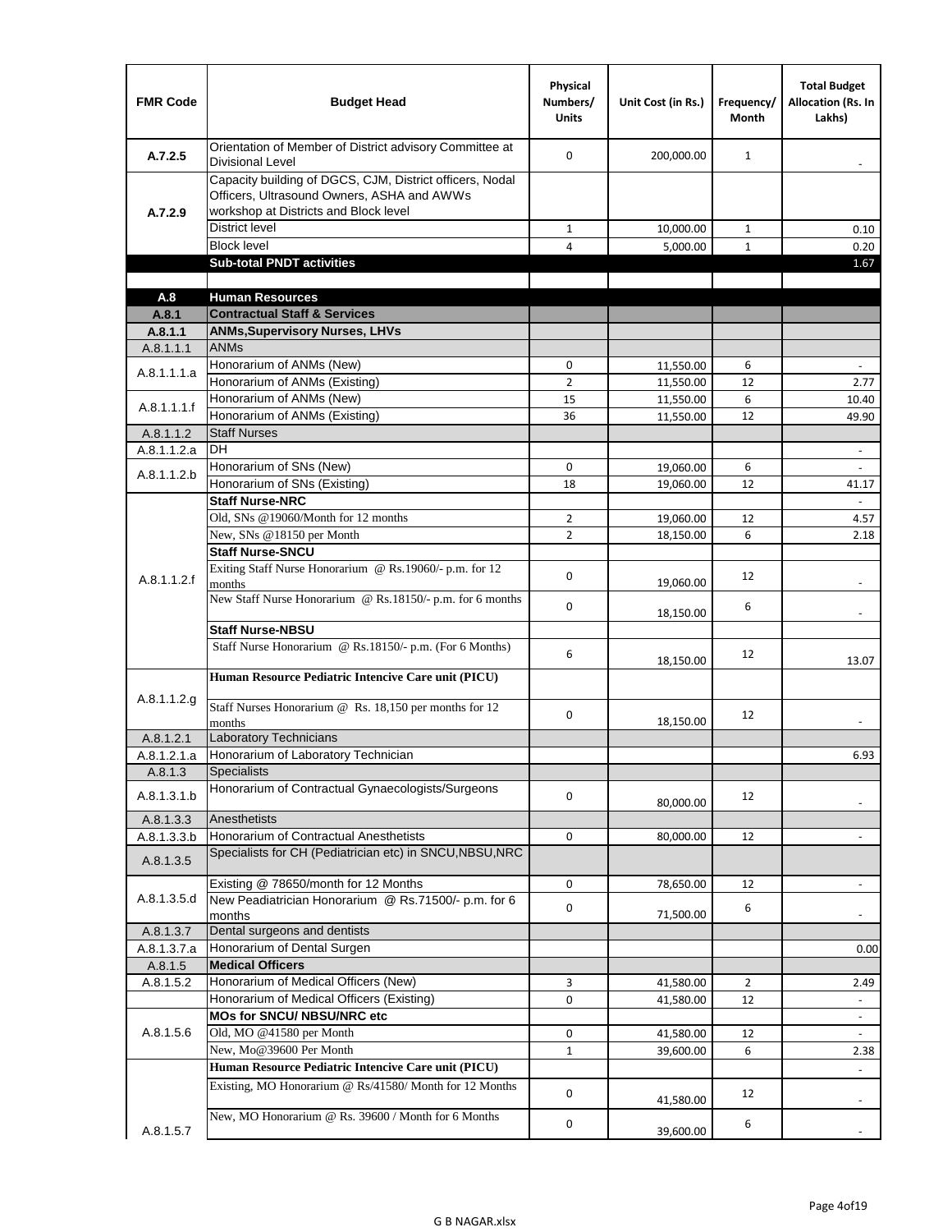| FMR Code | Budget Head | Physical Numbers/ Units | Unit Cost (in Rs.) | Frequency/ Month | Total Budget Allocation (Rs. In Lakhs) |
|---|---|---|---|---|---|
| A.7.2.5 | Orientation of Member of District advisory Committee at Divisional Level | 0 | 200,000.00 | 1 | - |
| A.7.2.9 | Capacity building of DGCS, CJM, District officers, Nodal Officers, Ultrasound Owners, ASHA and AWWs workshop at Districts and Block level | | | | |
| | District level | 1 | 10,000.00 | 1 | 0.10 |
| | Block level | 4 | 5,000.00 | 1 | 0.20 |
| | **Sub-total PNDT activities** | | | | 1.67 |
| | | | | | |
| **A.8** | **Human Resources** | | | | |
| **A.8.1** | **Contractual Staff & Services** | | | | |
| **A.8.1.1** | **ANMs,Supervisory Nurses, LHVs** | | | | |
| A.8.1.1.1 | ANMs | | | | |
| A.8.1.1.1.a | Honorarium of ANMs (New) | 0 | 11,550.00 | 6 | - |
| | Honorarium of ANMs (Existing) | 2 | 11,550.00 | 12 | 2.77 |
| A.8.1.1.1.f | Honorarium of ANMs (New) | 15 | 11,550.00 | 6 | 10.40 |
| | Honorarium of ANMs (Existing) | 36 | 11,550.00 | 12 | 49.90 |
| A.8.1.1.2 | Staff Nurses | | | | |
| A.8.1.1.2.a | DH | | | | - |
| A.8.1.1.2.b | Honorarium of SNs (New) | 0 | 19,060.00 | 6 | - |
| | Honorarium of SNs (Existing) | 18 | 19,060.00 | 12 | 41.17 |
| A.8.1.1.2.f | **Staff Nurse-NRC** | | | | - |
| | Old, SNs @19060/Month for 12 months | 2 | 19,060.00 | 12 | 4.57 |
| | New, SNs @18150 per Month | 2 | 18,150.00 | 6 | 2.18 |
| | **Staff Nurse-SNCU** | | | | |
| | Exiting Staff Nurse Honorarium @ Rs.19060/- p.m. for 12 months | 0 | 19,060.00 | 12 | - |
| | New Staff Nurse Honorarium @ Rs.18150/- p.m. for 6 months | 0 | 18,150.00 | 6 | - |
| | **Staff Nurse-NBSU** | | | | |
| | Staff Nurse Honorarium @ Rs.18150/- p.m. (For 6 Months) | 6 | 18,150.00 | 12 | 13.07 |
| A.8.1.1.2.g | **Human Resource Pediatric Intencive Care unit (PICU)** | | | | |
| | Staff Nurses Honorarium @ Rs. 18,150 per months for 12 months | 0 | 18,150.00 | 12 | - |
| A.8.1.2.1 | Laboratory Technicians | | | | |
| A.8.1.2.1.a | Honorarium of Laboratory Technician | | | | 6.93 |
| A.8.1.3 | Specialists | | | | |
| A.8.1.3.1.b | Honorarium of Contractual Gynaecologists/Surgeons | 0 | 80,000.00 | 12 | - |
| A.8.1.3.3 | Anesthetists | | | | |
| A.8.1.3.3.b | Honorarium of Contractual Anesthetists | 0 | 80,000.00 | 12 | - |
| A.8.1.3.5 | Specialists for CH (Pediatrician etc) in SNCU,NBSU,NRC | | | | |
| A.8.1.3.5.d | Existing @ 78650/month for 12 Months | 0 | 78,650.00 | 12 | - |
| | New Peadiatrician Honorarium @ Rs.71500/- p.m. for 6 months | 0 | 71,500.00 | 6 | - |
| A.8.1.3.7 | Dental surgeons and dentists | | | | |
| A.8.1.3.7.a | Honorarium of Dental Surgen | | | | 0.00 |
| A.8.1.5 | **Medical Officers** | | | | |
| A.8.1.5.2 | Honorarium of Medical Officers (New) | 3 | 41,580.00 | 2 | 2.49 |
| | Honorarium of Medical Officers (Existing) | 0 | 41,580.00 | 12 | - |
| A.8.1.5.6 | **MOs for SNCU/ NBSU/NRC etc** | | | | - |
| | Old, MO @41580 per Month | 0 | 41,580.00 | 12 | - |
| | New, Mo@39600 Per Month | 1 | 39,600.00 | 6 | 2.38 |
| A.8.1.5.7 | **Human Resource Pediatric Intencive Care unit (PICU)** | | | | - |
| | Existing, MO Honorarium @ Rs/41580/ Month for 12 Months | 0 | 41,580.00 | 12 | - |
| | New, MO Honorarium @ Rs. 39600 / Month for 6 Months | 0 | 39,600.00 | 6 | - |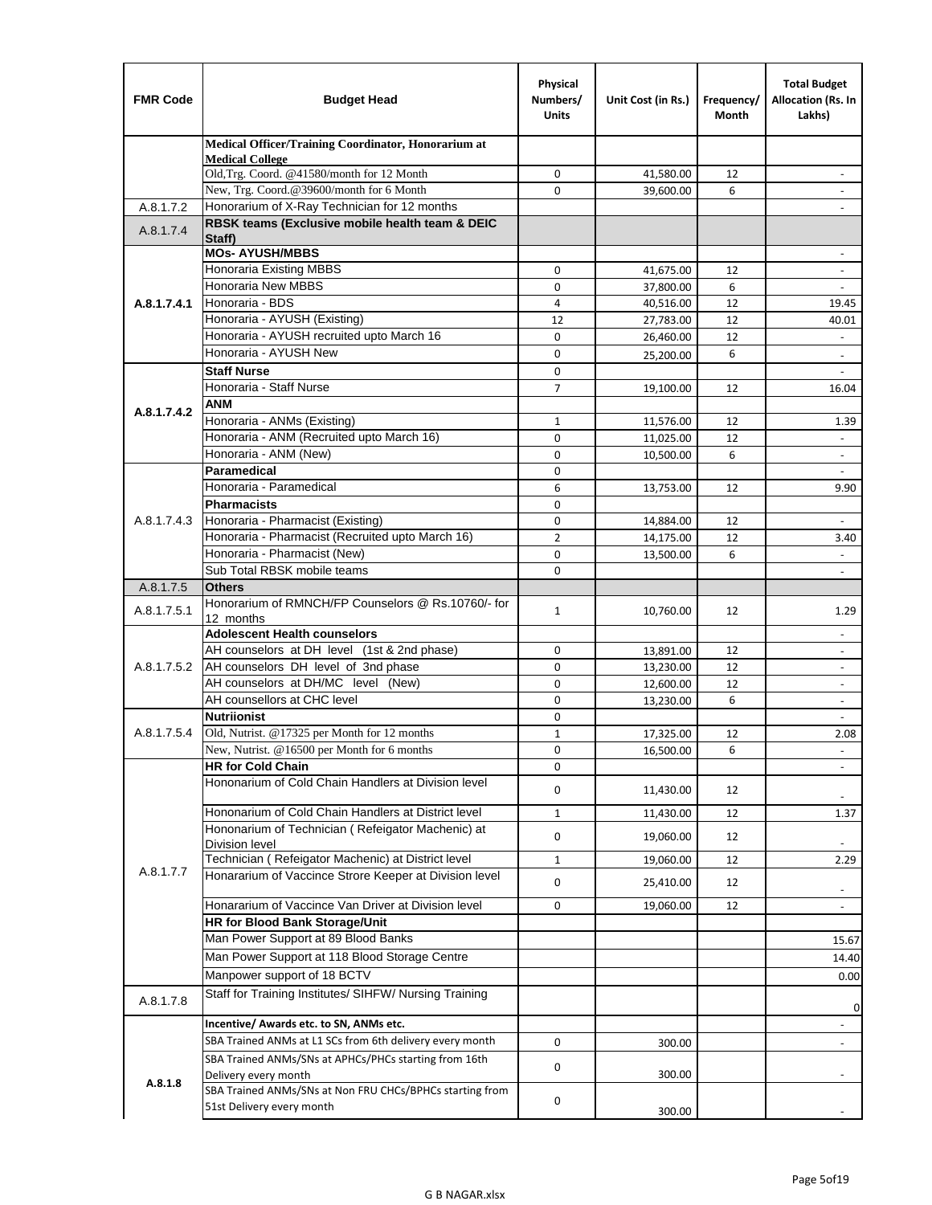| FMR Code | Budget Head | Physical Numbers/ Units | Unit Cost (in Rs.) | Frequency/ Month | Total Budget Allocation (Rs. In Lakhs) |
|---|---|---|---|---|---|
| | **Medical Officer/Training Coordinator, Honorarium at Medical College** | | | | |
| | Old,Trg. Coord. @41580/month for 12 Month | 0 | 41,580.00 | 12 | - |
| | New, Trg. Coord.@39600/month for 6 Month | 0 | 39,600.00 | 6 | - |
| A.8.1.7.2 | Honorarium of X-Ray Technician for 12 months | | | | - |
| A.8.1.7.4 | **RBSK teams (Exclusive mobile health team & DEIC Staff)** | | | | |
| A.8.1.7.4.1 | **MOs- AYUSH/MBBS** | | | | - |
| | Honoraria Existing MBBS | 0 | 41,675.00 | 12 | - |
| | Honoraria New MBBS | 0 | 37,800.00 | 6 | - |
| | Honoraria - BDS | 4 | 40,516.00 | 12 | 19.45 |
| | Honoraria - AYUSH (Existing) | 12 | 27,783.00 | 12 | 40.01 |
| | Honoraria - AYUSH recruited upto March 16 | 0 | 26,460.00 | 12 | - |
| | Honoraria - AYUSH New | 0 | 25,200.00 | 6 | - |
| A.8.1.7.4.2 | **Staff Nurse** | 0 | | | - |
| | Honoraria - Staff Nurse | 7 | 19,100.00 | 12 | 16.04 |
| | **ANM** | | | | |
| | Honoraria - ANMs (Existing) | 1 | 11,576.00 | 12 | 1.39 |
| | Honoraria - ANM (Recruited upto March 16) | 0 | 11,025.00 | 12 | - |
| | Honoraria - ANM (New) | 0 | 10,500.00 | 6 | - |
| A.8.1.7.4.3 | **Paramedical** | 0 | | | - |
| | Honoraria - Paramedical | 6 | 13,753.00 | 12 | 9.90 |
| | **Pharmacists** | 0 | | | |
| | Honoraria - Pharmacist (Existing) | 0 | 14,884.00 | 12 | - |
| | Honoraria - Pharmacist (Recruited upto March 16) | 2 | 14,175.00 | 12 | 3.40 |
| | Honoraria - Pharmacist (New) | 0 | 13,500.00 | 6 | - |
| | Sub Total RBSK mobile teams | 0 | | | - |
| A.8.1.7.5 | **Others** | | | | |
| A.8.1.7.5.1 | Honorarium of RMNCH/FP Counselors @ Rs.10760/- for 12 months | 1 | 10,760.00 | 12 | 1.29 |
| A.8.1.7.5.2 | **Adolescent Health counselors** | | | | - |
| | AH counselors at DH level (1st & 2nd phase) | 0 | 13,891.00 | 12 | - |
| | AH counselors DH level of 3nd phase | 0 | 13,230.00 | 12 | - |
| | AH counselors at DH/MC level (New) | 0 | 12,600.00 | 12 | - |
| | AH counsellors at CHC level | 0 | 13,230.00 | 6 | - |
| A.8.1.7.5.4 | **Nutriionist** | 0 | | | - |
| | Old, Nutrist. @17325 per Month for 12 months | 1 | 17,325.00 | 12 | 2.08 |
| | New, Nutrist. @16500 per Month for 6 months | 0 | 16,500.00 | 6 | - |
| A.8.1.7.7 | **HR for Cold Chain** | 0 | | | - |
| | Hononarium of Cold Chain Handlers at Division level | 0 | 11,430.00 | 12 | - |
| | Hononarium of Cold Chain Handlers at District level | 1 | 11,430.00 | 12 | 1.37 |
| | Hononarium of Technician ( Refeigator Machenic) at Division level | 0 | 19,060.00 | 12 | - |
| | Technician ( Refeigator Machenic) at District level | 1 | 19,060.00 | 12 | 2.29 |
| | Honararium of Vaccince Strore Keeper at Division level | 0 | 25,410.00 | 12 | - |
| | Honararium of Vaccince Van Driver at Division level | 0 | 19,060.00 | 12 | - |
| | **HR for Blood Bank Storage/Unit** | | | | |
| | Man Power Support at 89 Blood Banks | | | | 15.67 |
| | Man Power Support at 118 Blood Storage Centre | | | | 14.40 |
| | Manpower support of 18 BCTV | | | | 0.00 |
| A.8.1.7.8 | Staff for Training Institutes/ SIHFW/ Nursing Training | | | | 0 |
| A.8.1.8 | **Incentive/ Awards etc. to SN, ANMs etc.** | | | | - |
| | SBA Trained ANMs at L1 SCs from 6th delivery every month | 0 | 300.00 | | - |
| | SBA Trained ANMs/SNs at APHCs/PHCs starting from 16th Delivery every month | 0 | 300.00 | | - |
| | SBA Trained ANMs/SNs at Non FRU CHCs/BPHCs starting from 51st Delivery every month | 0 | 300.00 | | - |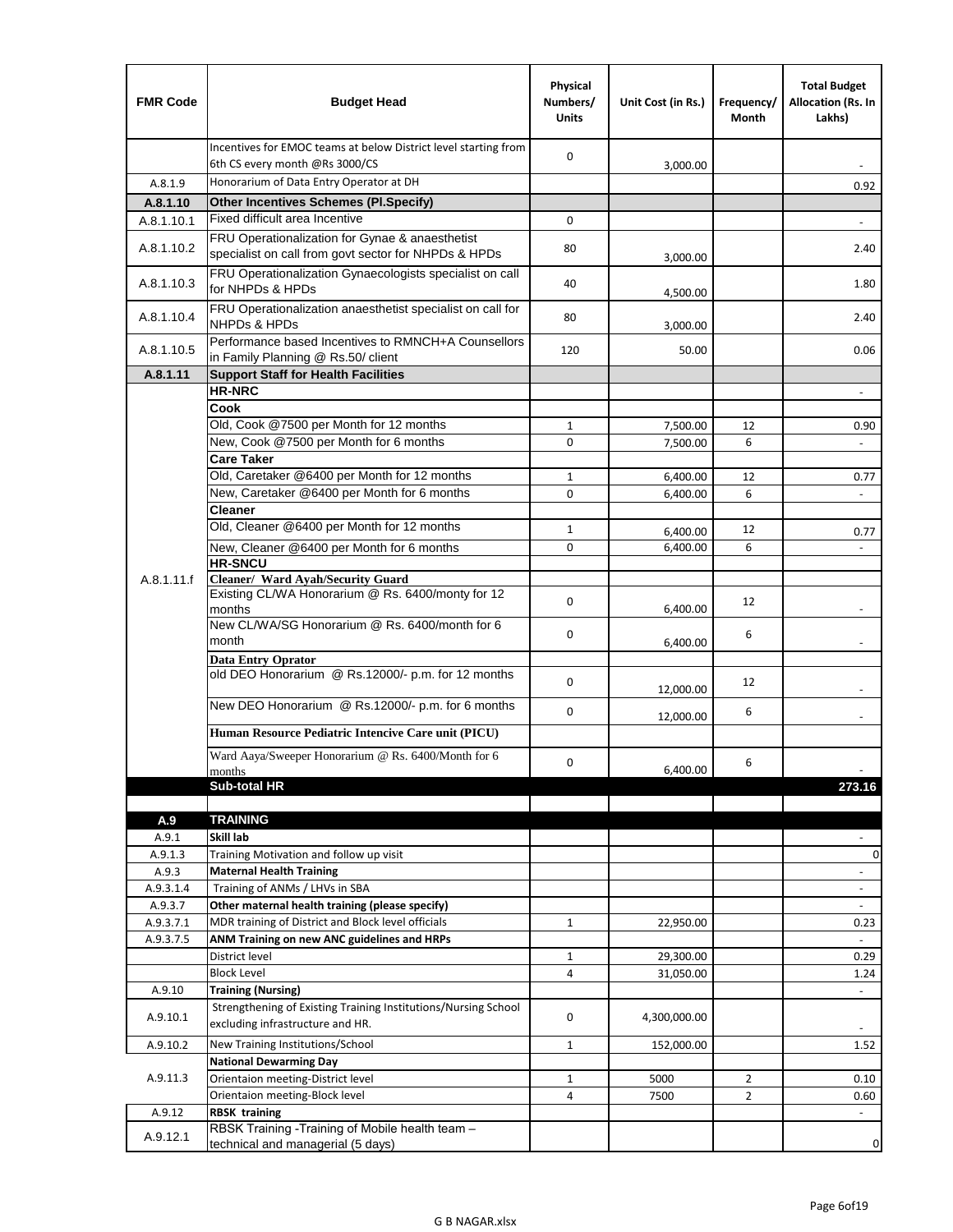| FMR Code | Budget Head | Physical Numbers/ Units | Unit Cost (in Rs.) | Frequency/ Month | Total Budget Allocation (Rs. In Lakhs) |
|---|---|---|---|---|---|
| | Incentives for EMOC teams at below District level starting from 6th CS every month @Rs 3000/CS | 0 | 3,000.00 | | - |
| A.8.1.9 | Honorarium of Data Entry Operator at DH | | | | 0.92 |
| **A.8.1.10** | **Other Incentives Schemes (Pl.Specify)** | | | | |
| A.8.1.10.1 | Fixed difficult area Incentive | 0 | | | - |
| A.8.1.10.2 | FRU Operationalization for Gynae & anaesthetist specialist on call from govt sector for NHPDs & HPDs | 80 | 3,000.00 | | 2.40 |
| A.8.1.10.3 | FRU Operationalization Gynaecologists specialist on call for NHPDs & HPDs | 40 | 4,500.00 | | 1.80 |
| A.8.1.10.4 | FRU Operationalization anaesthetist specialist on call for NHPDs & HPDs | 80 | 3,000.00 | | 2.40 |
| A.8.1.10.5 | Performance based Incentives to RMNCH+A Counsellors in Family Planning @ Rs.50/ client | 120 | 50.00 | | 0.06 |
| **A.8.1.11** | **Support Staff for Health Facilities** | | | | |
| A.8.1.11.f | **HR-NRC** | | | | - |
| | **Cook** | | | | |
| | Old, Cook @7500 per Month for 12 months | 1 | 7,500.00 | 12 | 0.90 |
| | New, Cook @7500 per Month for 6 months | 0 | 7,500.00 | 6 | - |
| | **Care Taker** | | | | |
| | Old, Caretaker @6400 per Month for 12 months | 1 | 6,400.00 | 12 | 0.77 |
| | New, Caretaker @6400 per Month for 6 months | 0 | 6,400.00 | 6 | - |
| | **Cleaner** | | | | |
| | Old, Cleaner @6400 per Month for 12 months | 1 | 6,400.00 | 12 | 0.77 |
| | New, Cleaner @6400 per Month for 6 months | 0 | 6,400.00 | 6 | - |
| | **HR-SNCU** | | | | |
| | **Cleaner/ Ward Ayah/Security Guard** | | | | |
| | Existing CL/WA Honorarium @ Rs. 6400/monty for 12 months | 0 | 6,400.00 | 12 | - |
| | New CL/WA/SG Honorarium @ Rs. 6400/month for 6 month | 0 | 6,400.00 | 6 | - |
| | **Data Entry Oprator** | | | | |
| | old DEO Honorarium @ Rs.12000/- p.m. for 12 months | 0 | 12,000.00 | 12 | - |
| | New DEO Honorarium @ Rs.12000/- p.m. for 6 months | 0 | 12,000.00 | 6 | - |
| | **Human Resource Pediatric Intencive Care unit (PICU)** | | | | |
| | Ward Aaya/Sweeper Honorarium @ Rs. 6400/Month for 6 months | 0 | 6,400.00 | 6 | - |
| | **Sub-total HR** | | | | **273.16** |
| | | | | | |
| **A.9** | **TRAINING** | | | | |
| A.9.1 | **Skill lab** | | | | - |
| A.9.1.3 | Training Motivation and follow up visit | | | | 0 |
| A.9.3 | **Maternal Health Training** | | | | - |
| A.9.3.1.4 | Training of ANMs / LHVs in SBA | | | | - |
| A.9.3.7 | **Other maternal health training (please specify)** | | | | - |
| A.9.3.7.1 | MDR training of District and Block level officials | 1 | 22,950.00 | | 0.23 |
| A.9.3.7.5 | **ANM Training on new ANC guidelines and HRPs** | | | | - |
| | District level | 1 | 29,300.00 | | 0.29 |
| | Block Level | 4 | 31,050.00 | | 1.24 |
| A.9.10 | **Training (Nursing)** | | | | - |
| A.9.10.1 | Strengthening of Existing Training Institutions/Nursing School excluding infrastructure and HR. | 0 | 4,300,000.00 | | - |
| A.9.10.2 | New Training Institutions/School | 1 | 152,000.00 | | 1.52 |
| A.9.11.3 | **National Dewarming Day** | | | | |
| | Orientaion meeting-District level | 1 | 5000 | 2 | 0.10 |
| | Orientaion meeting-Block level | 4 | 7500 | 2 | 0.60 |
| A.9.12 | **RBSK training** | | | | - |
| A.9.12.1 | RBSK Training -Training of Mobile health team – technical and managerial (5 days) | | | | 0 |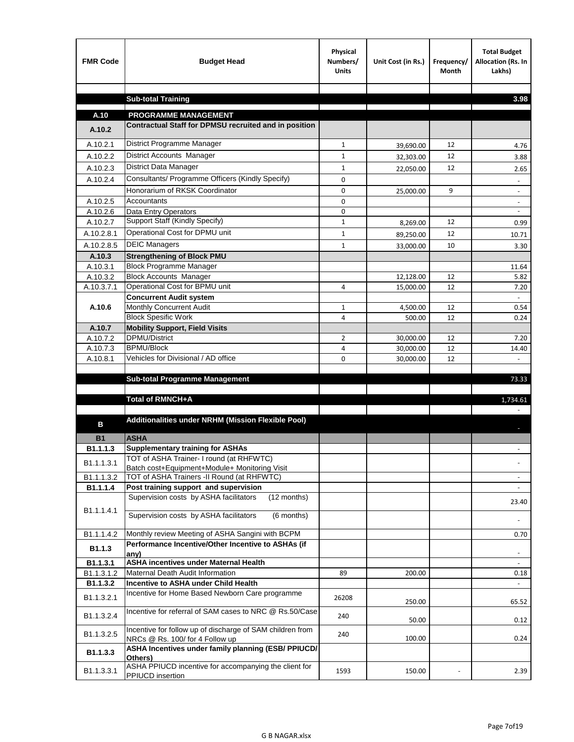| FMR Code | Budget Head | Physical Numbers/ Units | Unit Cost (in Rs.) | Frequency/ Month | Total Budget Allocation (Rs. In Lakhs) |
|---|---|---|---|---|---|
| | | | | | |
| | **Sub-total Training** | | | | **3.98** |
| | | | | | |
| **A.10** | **PROGRAMME MANAGEMENT** | | | | |
| **A.10.2** | **Contractual Staff for DPMSU recruited and in position** | | | | |
| A.10.2.1 | District Programme Manager | 1 | 39,690.00 | 12 | 4.76 |
| A.10.2.2 | District Accounts Manager | 1 | 32,303.00 | 12 | 3.88 |
| A.10.2.3 | District Data Manager | 1 | 22,050.00 | 12 | 2.65 |
| A.10.2.4 | Consultants/ Programme Officers (Kindly Specify) | 0 | | | - |
| | Honorarium of RKSK Coordinator | 0 | 25,000.00 | 9 | - |
| A.10.2.5 | Accountants | 0 | | | - |
| A.10.2.6 | Data Entry Operators | 0 | | | - |
| A.10.2.7 | Support Staff (Kindly Specify) | 1 | 8,269.00 | 12 | 0.99 |
| A.10.2.8.1 | Operational Cost for DPMU unit | 1 | 89,250.00 | 12 | 10.71 |
| A.10.2.8.5 | DEIC Managers | 1 | 33,000.00 | 10 | 3.30 |
| **A.10.3** | **Strengthening of Block PMU** | | | | |
| A.10.3.1 | Block Programme Manager | | | | 11.64 |
| A.10.3.2 | Block Accounts Manager | | 12,128.00 | 12 | 5.82 |
| A.10.3.7.1 | Operational Cost for BPMU unit | 4 | 15,000.00 | 12 | 7.20 |
| **A.10.6** | **Concurrent Audit system** | | | | - |
| | Monthly Concurrent Audit | 1 | 4,500.00 | 12 | 0.54 |
| | Block Spesific Work | 4 | 500.00 | 12 | 0.24 |
| **A.10.7** | **Mobility Support, Field Visits** | | | | |
| A.10.7.2 | DPMU/District | 2 | 30,000.00 | 12 | 7.20 |
| A.10.7.3 | BPMU/Block | 4 | 30,000.00 | 12 | 14.40 |
| A.10.8.1 | Vehicles for Divisional / AD office | 0 | 30,000.00 | 12 | - |
| | | | | | |
| | **Sub-total Programme Management** | | | | 73.33 |
| | | | | | |
| | **Total of RMNCH+A** | | | | 1,734.61 |
| | | | | | - |
| **B** | **Additionalities under NRHM (Mission Flexible Pool)** | | | | - |
| **B1** | **ASHA** | | | | |
| **B1.1.1.3** | **Supplementary training for ASHAs** | | | | - |
| B1.1.1.3.1 | TOT of ASHA Trainer- I round (at RHFWTC) Batch cost+Equipment+Module+ Monitoring Visit | | | | - |
| B1.1.1.3.2 | TOT of ASHA Trainers -II Round (at RHFWTC) | | | | - |
| **B1.1.1.4** | **Post training support and supervision** | | | | - |
| B1.1.1.4.1 | Supervision costs by ASHA facilitators (12 months) | | | | 23.40 |
| | Supervision costs by ASHA facilitators (6 months) | | | | - |
| B1.1.1.4.2 | Monthly review Meeting of ASHA Sangini with BCPM | | | | 0.70 |
| **B1.1.3** | **Performance Incentive/Other Incentive to ASHAs (if any)** | | | | - |
| **B1.1.3.1** | **ASHA incentives under Maternal Health** | | | | - |
| B1.1.3.1.2 | Maternal Death Audit Information | 89 | 200.00 | | 0.18 |
| **B1.1.3.2** | **Incentive to ASHA under Child Health** | | | | - |
| B1.1.3.2.1 | Incentive for Home Based Newborn Care programme | 26208 | 250.00 | | 65.52 |
| B1.1.3.2.4 | Incentive for referral of SAM cases to NRC @ Rs.50/Case | 240 | 50.00 | | 0.12 |
| B1.1.3.2.5 | Incentive for follow up of discharge of SAM children from NRCs @ Rs. 100/ for 4 Follow up | 240 | 100.00 | | 0.24 |
| **B1.1.3.3** | **ASHA Incentives under family planning (ESB/ PPIUCD/ Others)** | | | | |
| B1.1.3.3.1 | ASHA PPIUCD incentive for accompanying the client for PPIUCD insertion | 1593 | 150.00 | - | 2.39 |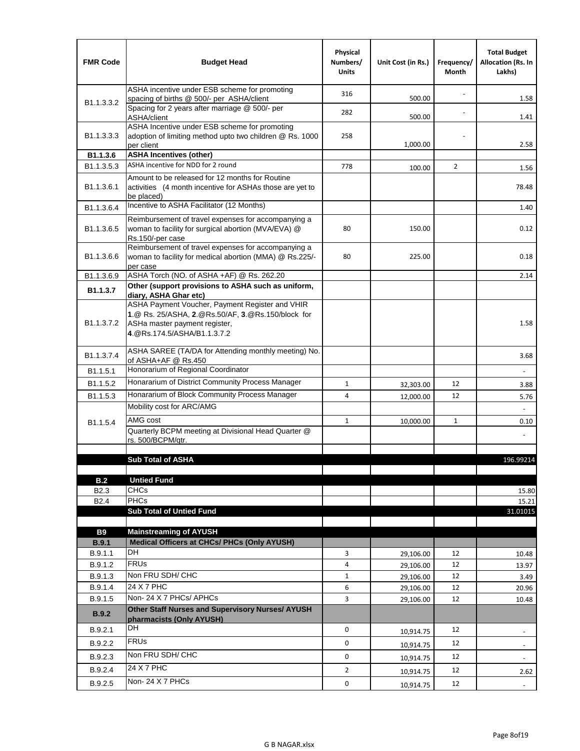| FMR Code | Budget Head | Physical Numbers/ Units | Unit Cost (in Rs.) | Frequency/ Month | Total Budget Allocation (Rs. In Lakhs) |
|---|---|---|---|---|---|
| B1.1.3.3.2 | ASHA incentive under ESB scheme for promoting spacing of births @ 500/- per ASHA/client | 316 | 500.00 | - | 1.58 |
| | Spacing for 2 years after marriage @ 500/- per ASHA/client | 282 | 500.00 | - | 1.41 |
| B1.1.3.3.3 | ASHA Incentive under ESB scheme for promoting adoption of limiting method upto two children @ Rs. 1000 per client | 258 | 1,000.00 | - | 2.58 |
| **B1.1.3.6** | **ASHA Incentives (other)** | | | | |
| B1.1.3.5.3 | ASHA incentive for NDD for 2 round | 778 | 100.00 | 2 | 1.56 |
| B1.1.3.6.1 | Amount to be released for 12 months for Routine activities (4 month incentive for ASHAs those are yet to be placed) | | | | 78.48 |
| B1.1.3.6.4 | Incentive to ASHA Facilitator (12 Months) | | | | 1.40 |
| B1.1.3.6.5 | Reimbursement of travel expenses for accompanying a woman to facility for surgical abortion (MVA/EVA) @ Rs.150/-per case | 80 | 150.00 | | 0.12 |
| B1.1.3.6.6 | Reimbursement of travel expenses for accompanying a woman to facility for medical abortion (MMA) @ Rs.225/- per case | 80 | 225.00 | | 0.18 |
| B1.1.3.6.9 | ASHA Torch (NO. of ASHA +AF) @ Rs. 262.20 | | | | 2.14 |
| **B1.1.3.7** | **Other (support provisions to ASHA such as uniform, diary, ASHA Ghar etc)** | | | | |
| B1.1.3.7.2 | ASHA Payment Voucher, Payment Register and VHIR **1**.@ Rs. 25/ASHA, **2**.@Rs.50/AF, **3**.@Rs.150/block for ASHa master payment register, **4**.@Rs.174.5/ASHA/B1.1.3.7.2 | | | | 1.58 |
| B1.1.3.7.4 | ASHA SAREE (TA/DA for Attending monthly meeting) No. of ASHA+AF @ Rs.450 | | | | 3.68 |
| B1.1.5.1 | Honorarium of Regional Coordinator | | | | - |
| B1.1.5.2 | Honararium of District Community Process Manager | 1 | 32,303.00 | 12 | 3.88 |
| B1.1.5.3 | Honararium of Block Community Process Manager | 4 | 12,000.00 | 12 | 5.76 |
| B1.1.5.4 | Mobility cost for ARC/AMG | | | | - |
| | AMG cost | 1 | 10,000.00 | 1 | 0.10 |
| | Quarterly BCPM meeting at Divisional Head Quarter @ rs. 500/BCPM/qtr. | | | | - |
| | | | | | |
| | **Sub Total of ASHA** | | | | 196.99214 |
| | | | | | |
| **B.2** | **Untied Fund** | | | | |
| B2.3 | CHCs | | | | 15.80 |
| B2.4 | PHCs | | | | 15.21 |
| | **Sub Total of Untied Fund** | | | | 31.01015 |
| | | | | | |
| **B9** | **Mainstreaming of AYUSH** | | | | |
| **B.9.1** | **Medical Officers at CHCs/ PHCs (Only AYUSH)** | | | | |
| B.9.1.1 | DH | 3 | 29,106.00 | 12 | 10.48 |
| B.9.1.2 | FRUs | 4 | 29,106.00 | 12 | 13.97 |
| B.9.1.3 | Non FRU SDH/ CHC | 1 | 29,106.00 | 12 | 3.49 |
| B.9.1.4 | 24 X 7 PHC | 6 | 29,106.00 | 12 | 20.96 |
| B.9.1.5 | Non- 24 X 7 PHCs/ APHCs | 3 | 29,106.00 | 12 | 10.48 |
| **B.9.2** | **Other Staff Nurses and Supervisory Nurses/ AYUSH pharmacists (Only AYUSH)** | | | | |
| B.9.2.1 | DH | 0 | 10,914.75 | 12 | - |
| B.9.2.2 | FRUs | 0 | 10,914.75 | 12 | - |
| B.9.2.3 | Non FRU SDH/ CHC | 0 | 10,914.75 | 12 | - |
| B.9.2.4 | 24 X 7 PHC | 2 | 10,914.75 | 12 | 2.62 |
| B.9.2.5 | Non- 24 X 7 PHCs | 0 | 10,914.75 | 12 | - |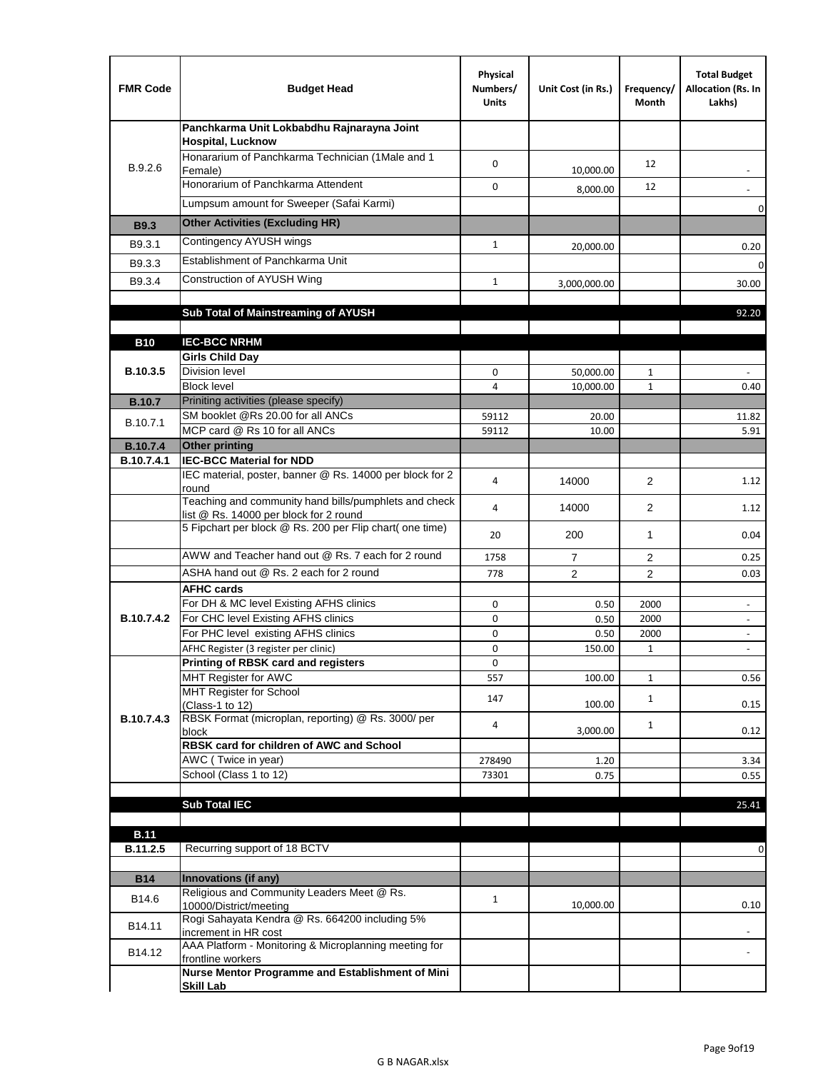| FMR Code | Budget Head | Physical Numbers/ Units | Unit Cost (in Rs.) | Frequency/ Month | Total Budget Allocation (Rs. In Lakhs) |
|---|---|---|---|---|---|
| B.9.2.6 | **Panchkarma Unit Lokbabdhu Rajnarayna Joint Hospital, Lucknow** | | | | |
| | Honararium of Panchkarma Technician (1Male and 1 Female) | 0 | 10,000.00 | 12 | - |
| | Honorarium of Panchkarma Attendent | 0 | 8,000.00 | 12 | - |
| | Lumpsum amount for Sweeper (Safai Karmi) | | | | 0 |
| **B9.3** | **Other Activities (Excluding HR)** | | | | |
| B9.3.1 | Contingency AYUSH wings | 1 | 20,000.00 | | 0.20 |
| B9.3.3 | Establishment of Panchkarma Unit | | | | 0 |
| B9.3.4 | Construction of AYUSH Wing | 1 | 3,000,000.00 | | 30.00 |
| | | | | | |
| | **Sub Total of Mainstreaming of AYUSH** | | | | 92.20 |
| | | | | | |
| **B10** | **IEC-BCC NRHM** | | | | |
| **B.10.3.5** | **Girls Child Day** | | | | |
| | Division level | 0 | 50,000.00 | 1 | - |
| | Block level | 4 | 10,000.00 | 1 | 0.40 |
| **B.10.7** | Priniting activities (please specify) | | | | |
| B.10.7.1 | SM booklet @Rs 20.00 for all ANCs | 59112 | 20.00 | | 11.82 |
| | MCP card @ Rs 10 for all ANCs | 59112 | 10.00 | | 5.91 |
| **B.10.7.4** | **Other printing** | | | | |
| **B.10.7.4.1** | **IEC-BCC Material for NDD** | | | | |
| | IEC material, poster, banner @ Rs. 14000 per block for 2 round | 4 | 14000 | 2 | 1.12 |
| | Teaching and community hand bills/pumphlets and check list @ Rs. 14000 per block for 2 round | 4 | 14000 | 2 | 1.12 |
| | 5 Fipchart per block @ Rs. 200 per Flip chart( one time) | 20 | 200 | 1 | 0.04 |
| | AWW and Teacher hand out @ Rs. 7 each for 2 round | 1758 | 7 | 2 | 0.25 |
| | ASHA hand out @ Rs. 2 each for 2 round | 778 | 2 | 2 | 0.03 |
| **B.10.7.4.2** | **AFHC cards** | | | | |
| | For DH & MC level Existing AFHS clinics | 0 | 0.50 | 2000 | - |
| | For CHC level Existing AFHS clinics | 0 | 0.50 | 2000 | - |
| | For PHC level existing AFHS clinics | 0 | 0.50 | 2000 | - |
| | AFHC Register (3 register per clinic) | 0 | 150.00 | 1 | - |
| **B.10.7.4.3** | **Printing of RBSK card and registers** | 0 | | | |
| | MHT Register for AWC | 557 | 100.00 | 1 | 0.56 |
| | MHT Register for School (Class-1 to 12) | 147 | 100.00 | 1 | 0.15 |
| | RBSK Format (microplan, reporting) @ Rs. 3000/ per block | 4 | 3,000.00 | 1 | 0.12 |
| | **RBSK card for children of AWC and School** | | | | |
| | AWC ( Twice in year) | 278490 | 1.20 | | 3.34 |
| | School (Class 1 to 12) | 73301 | 0.75 | | 0.55 |
| | | | | | |
| | **Sub Total IEC** | | | | 25.41 |
| | | | | | |
| **B.11** | | | | | |
| **B.11.2.5** | Recurring support of 18 BCTV | | | | 0 |
| | | | | | |
| **B14** | **Innovations (if any)** | | | | |
| B14.6 | Religious and Community Leaders Meet @ Rs. 10000/District/meeting | 1 | 10,000.00 | | 0.10 |
| B14.11 | Rogi Sahayata Kendra @ Rs. 664200 including 5% increment in HR cost | | | | - |
| B14.12 | AAA Platform - Monitoring & Microplanning meeting for frontline workers | | | | - |
| | **Nurse Mentor Programme and Establishment of Mini Skill Lab** | | | | |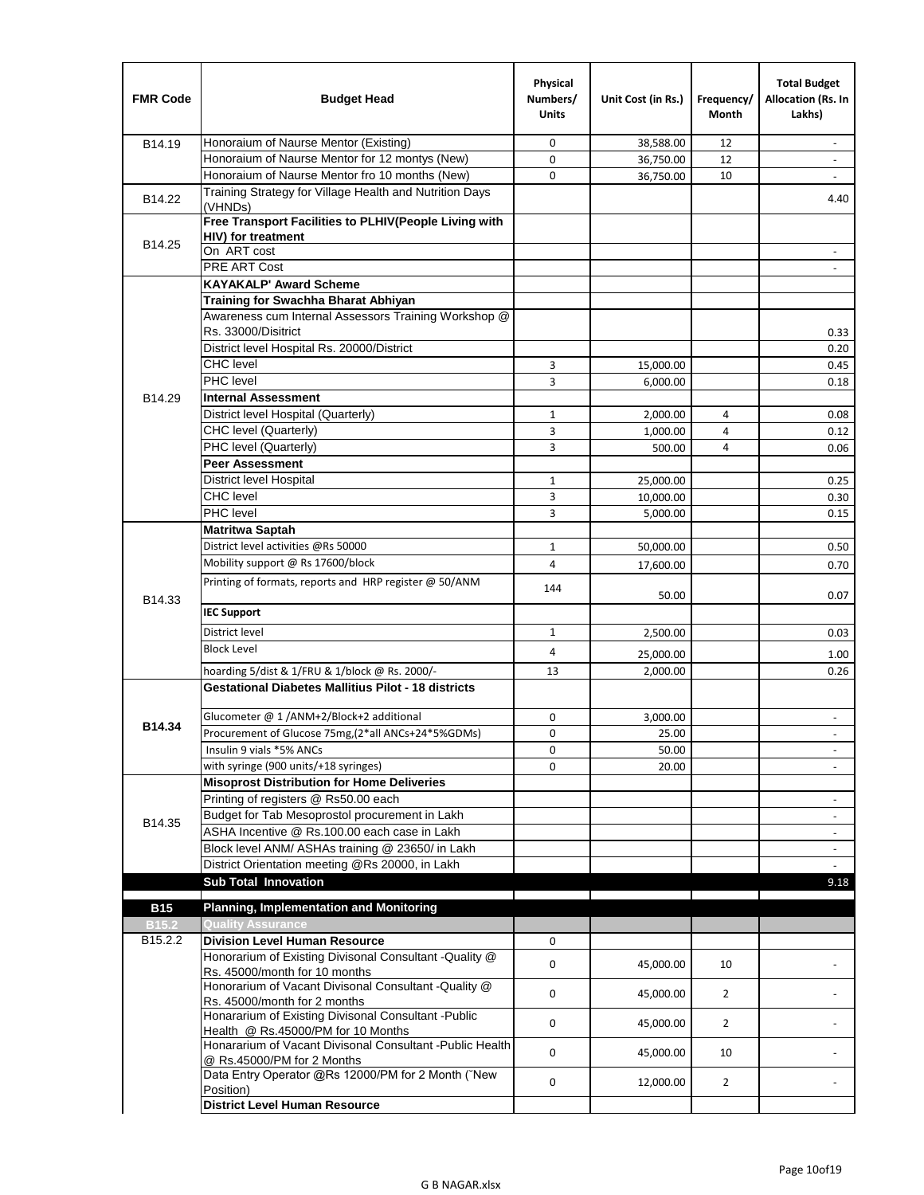| FMR Code | Budget Head | Physical Numbers/ Units | Unit Cost (in Rs.) | Frequency/ Month | Total Budget Allocation (Rs. In Lakhs) |
|---|---|---|---|---|---|
| B14.19 | Honoraium of Naurse Mentor (Existing) | 0 | 38,588.00 | 12 | - |
| | Honoraium of Naurse Mentor for 12 montys (New) | 0 | 36,750.00 | 12 | - |
| | Honoraium of Naurse Mentor fro 10 months (New) | 0 | 36,750.00 | 10 | - |
| B14.22 | Training Strategy for Village Health and Nutrition Days (VHNDs) | | | | 4.40 |
| B14.25 | **Free Transport Facilities to PLHIV(People Living with HIV) for treatment** | | | | |
| | On ART cost | | | | - |
| | PRE ART Cost | | | | - |
| B14.29 | **KAYAKALP' Award Scheme** | | | | |
| | **Training for Swachha Bharat Abhiyan** | | | | |
| | Awareness cum Internal Assessors Training Workshop @ Rs. 33000/Disitrict | | | | 0.33 |
| | District level Hospital Rs. 20000/District | | | | 0.20 |
| | CHC level | 3 | 15,000.00 | | 0.45 |
| | PHC level | 3 | 6,000.00 | | 0.18 |
| | **Internal Assessment** | | | | |
| | District level Hospital (Quarterly) | 1 | 2,000.00 | 4 | 0.08 |
| | CHC level (Quarterly) | 3 | 1,000.00 | 4 | 0.12 |
| | PHC level (Quarterly) | 3 | 500.00 | 4 | 0.06 |
| | **Peer Assessment** | | | | |
| | District level Hospital | 1 | 25,000.00 | | 0.25 |
| | CHC level | 3 | 10,000.00 | | 0.30 |
| | PHC level | 3 | 5,000.00 | | 0.15 |
| B14.33 | **Matritwa Saptah** | | | | |
| | District level activities @Rs 50000 | 1 | 50,000.00 | | 0.50 |
| | Mobility support @ Rs 17600/block | 4 | 17,600.00 | | 0.70 |
| | Printing of formats, reports and HRP register @ 50/ANM | 144 | 50.00 | | 0.07 |
| | **IEC Support** | | | | |
| | District level | 1 | 2,500.00 | | 0.03 |
| | Block Level | 4 | 25,000.00 | | 1.00 |
| | hoarding 5/dist & 1/FRU & 1/block @ Rs. 2000/- | 13 | 2,000.00 | | 0.26 |
| **B14.34** | **Gestational Diabetes Mallitius Pilot - 18 districts** | | | | |
| | Glucometer @ 1 /ANM+2/Block+2 additional | 0 | 3,000.00 | | - |
| | Procurement of Glucose 75mg,(2*all ANCs+24*5%GDMs) | 0 | 25.00 | | - |
| | Insulin 9 vials *5% ANCs | 0 | 50.00 | | - |
| | with syringe (900 units/+18 syringes) | 0 | 20.00 | | - |
| B14.35 | **Misoprost Distribution for Home Deliveries** | | | | |
| | Printing of registers @ Rs50.00 each | | | | - |
| | Budget for Tab Mesoprostol procurement in Lakh | | | | - |
| | ASHA Incentive @ Rs.100.00 each case in Lakh | | | | - |
| | Block level ANM/ ASHAs training @ 23650/ in Lakh | | | | - |
| | District Orientation meeting @Rs 20000, in Lakh | | | | - |
| | **Sub Total Innovation** | | | | 9.18 |
| **B15** | **Planning, Implementation and Monitoring** | | | | |
| **B15.2** | **Quality Assurance** | | | | |
| B15.2.2 | **Division Level Human Resource** | 0 | | | |
| | Honorarium of Existing Divisonal Consultant -Quality @ Rs. 45000/month for 10 months | 0 | 45,000.00 | 10 | - |
| | Honorarium of Vacant Divisonal Consultant -Quality @ Rs. 45000/month for 2 months | 0 | 45,000.00 | 2 | - |
| | Honararium of Existing Divisonal Consultant -Public Health @ Rs.45000/PM for 10 Months | 0 | 45,000.00 | 2 | - |
| | Honararium of Vacant Divisonal Consultant -Public Health @ Rs.45000/PM for 2 Months | 0 | 45,000.00 | 10 | - |
| | Data Entry Operator @Rs 12000/PM for 2 Month (˜New Position) | 0 | 12,000.00 | 2 | - |
| | **District Level Human Resource** | | | | |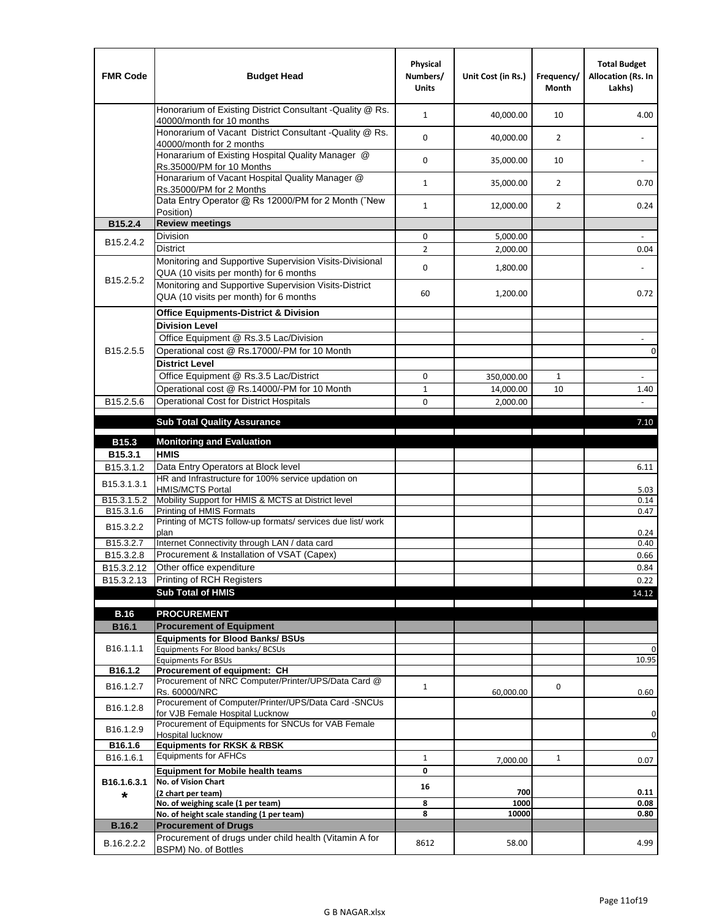| FMR Code | Budget Head | Physical Numbers/ Units | Unit Cost (in Rs.) | Frequency/ Month | Total Budget Allocation (Rs. In Lakhs) |
|---|---|---|---|---|---|
| | Honorarium of Existing District Consultant -Quality @ Rs. 40000/month for 10 months | 1 | 40,000.00 | 10 | 4.00 |
| | Honorarium of Vacant District Consultant -Quality @ Rs. 40000/month for 2 months | 0 | 40,000.00 | 2 | - |
| | Honararium of Existing Hospital Quality Manager @ Rs.35000/PM for 10 Months | 0 | 35,000.00 | 10 | - |
| | Honararium of Vacant Hospital Quality Manager @ Rs.35000/PM for 2 Months | 1 | 35,000.00 | 2 | 0.70 |
| | Data Entry Operator @ Rs 12000/PM for 2 Month (˜New Position) | 1 | 12,000.00 | 2 | 0.24 |
| **B15.2.4** | **Review meetings** | | | | |
| B15.2.4.2 | Division | 0 | 5,000.00 | | - |
| | District | 2 | 2,000.00 | | 0.04 |
| B15.2.5.2 | Monitoring and Supportive Supervision Visits-Divisional QUA (10 visits per month) for 6 months | 0 | 1,800.00 | | - |
| | Monitoring and Supportive Supervision Visits-District QUA (10 visits per month) for 6 months | 60 | 1,200.00 | | 0.72 |
| B15.2.5.5 | **Office Equipments-District & Division** | | | | |
| | **Division Level** | | | | |
| | Office Equipment @ Rs.3.5 Lac/Division | | | | - |
| | Operational cost @ Rs.17000/-PM for 10 Month | | | | 0 |
| | **District Level** | | | | |
| | Office Equipment @ Rs.3.5 Lac/District | 0 | 350,000.00 | 1 | - |
| | Operational cost @ Rs.14000/-PM for 10 Month | 1 | 14,000.00 | 10 | 1.40 |
| B15.2.5.6 | Operational Cost for District Hospitals | 0 | 2,000.00 | | - |
| | **Sub Total Quality Assurance** | | | | 7.10 |
| **B15.3** | **Monitoring and Evaluation** | | | | |
| **B15.3.1** | **HMIS** | | | | |
| B15.3.1.2 | Data Entry Operators at Block level | | | | 6.11 |
| B15.3.1.3.1 | HR and Infrastructure for 100% service updation on HMIS/MCTS Portal | | | | 5.03 |
| B15.3.1.5.2 | Mobility Support for HMIS & MCTS at District level | | | | 0.14 |
| B15.3.1.6 | Printing of HMIS Formats | | | | 0.47 |
| B15.3.2.2 | Printing of MCTS follow-up formats/ services due list/ work plan | | | | 0.24 |
| B15.3.2.7 | Internet Connectivity through LAN / data card | | | | 0.40 |
| B15.3.2.8 | Procurement & Installation of VSAT (Capex) | | | | 0.66 |
| B15.3.2.12 | Other office expenditure | | | | 0.84 |
| B15.3.2.13 | Printing of RCH Registers | | | | 0.22 |
| | **Sub Total of HMIS** | | | | 14.12 |
| **B.16** | **PROCUREMENT** | | | | |
| **B16.1** | **Procurement of Equipment** | | | | |
| B16.1.1.1 | **Equipments for Blood Banks/ BSUs** | | | | |
| | Equipments For Blood banks/ BCSUs | | | | 0 |
| | Equipments For BSUs | | | | 10.95 |
| **B16.1.2** | **Procurement of equipment: CH** | | | | |
| B16.1.2.7 | Procurement of NRC Computer/Printer/UPS/Data Card @ Rs. 60000/NRC | 1 | 60,000.00 | 0 | 0.60 |
| B16.1.2.8 | Procurement of Computer/Printer/UPS/Data Card -SNCUs for VJB Female Hospital Lucknow | | | | 0 |
| B16.1.2.9 | Procurement of Equipments for SNCUs for VAB Female Hospital lucknow | | | | 0 |
| **B16.1.6** | **Equipments for RKSK & RBSK** | | | | |
| B16.1.6.1 | Equipments for AFHCs | 1 | 7,000.00 | 1 | 0.07 |
| B16.1.6.3.1 * | **Equipment for Mobile health teams** | 0 | | | |
| | **No. of Vision Chart (2 chart per team)** | 16 | 700 | | 0.11 |
| | **No. of weighing scale (1 per team)** | 8 | 1000 | | 0.08 |
| | **No. of height scale standing (1 per team)** | 8 | 10000 | | 0.80 |
| **B.16.2** | **Procurement of Drugs** | | | | |
| B.16.2.2.2 | Procurement of drugs under child health (Vitamin A for BSPM) No. of Bottles | 8612 | 58.00 | | 4.99 |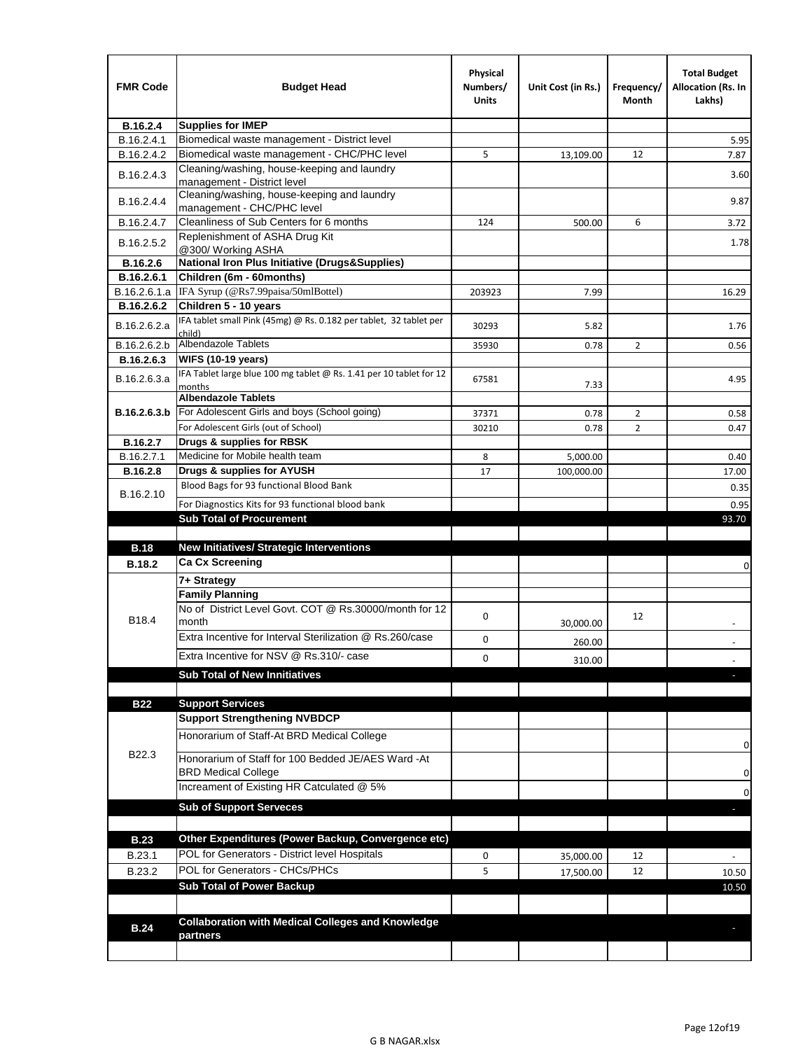| FMR Code | Budget Head | Physical Numbers/ Units | Unit Cost (in Rs.) | Frequency/ Month | Total Budget Allocation (Rs. In Lakhs) |
|---|---|---|---|---|---|
| **B.16.2.4** | **Supplies for IMEP** | | | | |
| B.16.2.4.1 | Biomedical waste management - District level | | | | 5.95 |
| B.16.2.4.2 | Biomedical waste management - CHC/PHC level | 5 | 13,109.00 | 12 | 7.87 |
| B.16.2.4.3 | Cleaning/washing, house-keeping and laundry management - District level | | | | 3.60 |
| B.16.2.4.4 | Cleaning/washing, house-keeping and laundry management - CHC/PHC level | | | | 9.87 |
| B.16.2.4.7 | Cleanliness of Sub Centers for 6 months | 124 | 500.00 | 6 | 3.72 |
| B.16.2.5.2 | Replenishment of ASHA Drug Kit @300/ Working ASHA | | | | 1.78 |
| **B.16.2.6** | **National Iron Plus Initiative (Drugs&Supplies)** | | | | |
| **B.16.2.6.1** | **Children (6m - 60months)** | | | | |
| B.16.2.6.1.a | IFA Syrup (@Rs7.99paisa/50mlBottel) | 203923 | 7.99 | | 16.29 |
| **B.16.2.6.2** | **Children 5 - 10 years** | | | | |
| B.16.2.6.2.a | IFA tablet small Pink (45mg) @ Rs. 0.182 per tablet, 32 tablet per child) | 30293 | 5.82 | | 1.76 |
| B.16.2.6.2.b | Albendazole Tablets | 35930 | 0.78 | 2 | 0.56 |
| **B.16.2.6.3** | **WIFS (10-19 years)** | | | | |
| B.16.2.6.3.a | IFA Tablet large blue 100 mg tablet @ Rs. 1.41 per 10 tablet for 12 months | 67581 | 7.33 | | 4.95 |
| **B.16.2.6.3.b** | **Albendazole Tablets** | | | | |
| | For Adolescent Girls and boys (School going) | 37371 | 0.78 | 2 | 0.58 |
| | For Adolescent Girls (out of School) | 30210 | 0.78 | 2 | 0.47 |
| **B.16.2.7** | **Drugs & supplies for RBSK** | | | | |
| B.16.2.7.1 | Medicine for Mobile health team | 8 | 5,000.00 | | 0.40 |
| **B.16.2.8** | **Drugs & supplies for AYUSH** | 17 | 100,000.00 | | 17.00 |
| B.16.2.10 | Blood Bags for 93 functional Blood Bank | | | | 0.35 |
| | For Diagnostics Kits for 93 functional blood bank | | | | 0.95 |
| | **Sub Total of Procurement** | | | | 93.70 |
| | | | | | |
| **B.18** | **New Initiatives/ Strategic Interventions** | | | | |
| **B.18.2** | **Ca Cx Screening** | | | | 0 |
| B18.4 | **7+ Strategy** | | | | |
| | **Family Planning** | | | | |
| | No of District Level Govt. COT @ Rs.30000/month for 12 month | 0 | 30,000.00 | 12 | - |
| | Extra Incentive for Interval Sterilization @ Rs.260/case | 0 | 260.00 | | - |
| | Extra Incentive for NSV @ Rs.310/- case | 0 | 310.00 | | - |
| | **Sub Total of New Innitiatives** | | | | - |
| | | | | | |
| **B22** | **Support Services** | | | | |
| B22.3 | **Support Strengthening NVBDCP** | | | | |
| | Honorarium of Staff-At BRD Medical College | | | | 0 |
| | Honorarium of Staff for 100 Bedded JE/AES Ward -At BRD Medical College | | | | 0 |
| | Increament of Existing HR Catculated @ 5% | | | | 0 |
| | **Sub of Support Serveces** | | | | - |
| | | | | | |
| **B.23** | **Other Expenditures (Power Backup, Convergence etc)** | | | | |
| B.23.1 | POL for Generators - District level Hospitals | 0 | 35,000.00 | 12 | - |
| B.23.2 | POL for Generators - CHCs/PHCs | 5 | 17,500.00 | 12 | 10.50 |
| | **Sub Total of Power Backup** | | | | 10.50 |
| | | | | | |
| **B.24** | **Collaboration with Medical Colleges and Knowledge partners** | | | | - |
| | | | | | |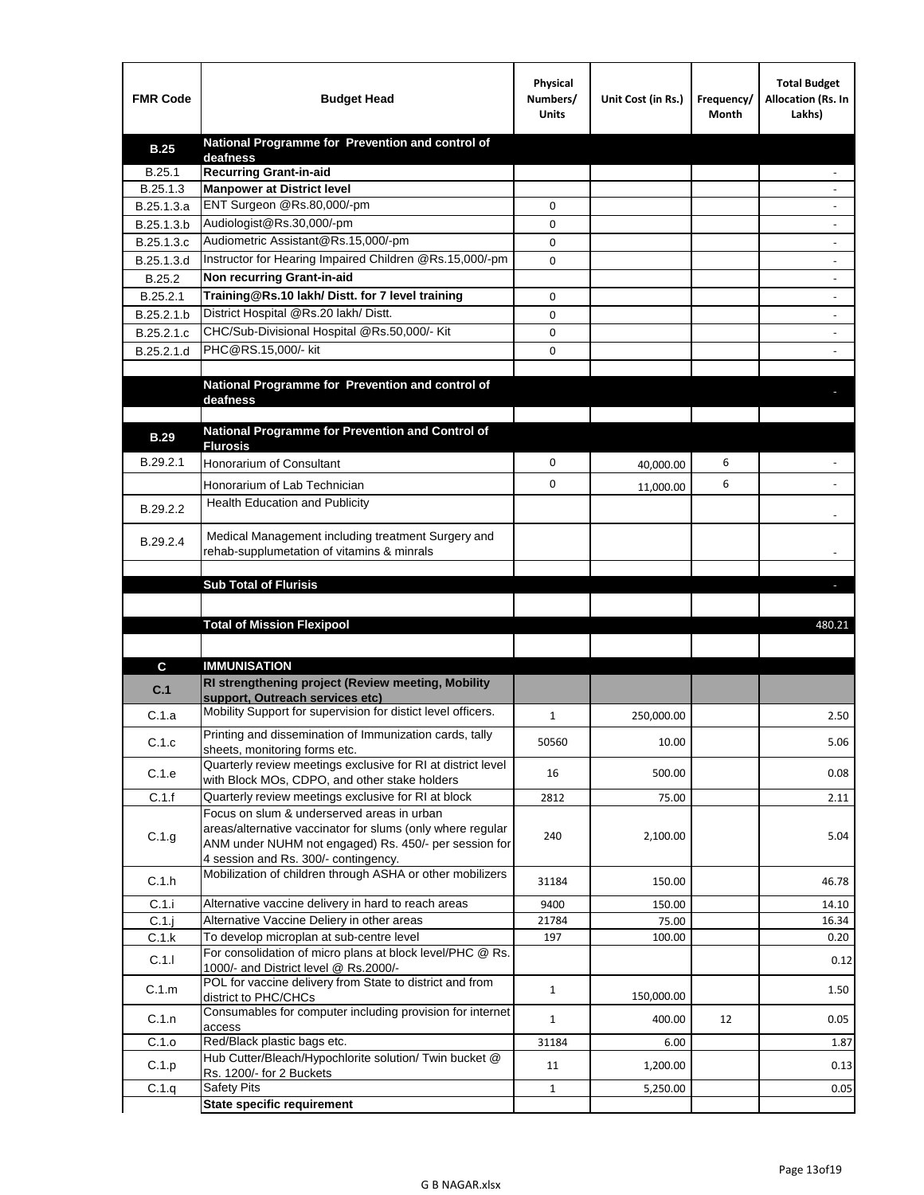| FMR Code | Budget Head | Physical Numbers/ Units | Unit Cost (in Rs.) | Frequency/ Month | Total Budget Allocation (Rs. In Lakhs) |
|---|---|---|---|---|---|
| **B.25** | **National Programme for Prevention and control of deafness** | | | | |
| B.25.1 | **Recurring Grant-in-aid** | | | | - |
| B.25.1.3 | **Manpower at District level** | | | | - |
| B.25.1.3.a | ENT Surgeon @Rs.80,000/-pm | 0 | | | - |
| B.25.1.3.b | Audiologist@Rs.30,000/-pm | 0 | | | - |
| B.25.1.3.c | Audiometric Assistant@Rs.15,000/-pm | 0 | | | - |
| B.25.1.3.d | Instructor for Hearing Impaired Children @Rs.15,000/-pm | 0 | | | - |
| B.25.2 | **Non recurring Grant-in-aid** | | | | - |
| B.25.2.1 | **Training@Rs.10 lakh/ Distt. for 7 level training** | 0 | | | - |
| B.25.2.1.b | District Hospital @Rs.20 lakh/ Distt. | 0 | | | - |
| B.25.2.1.c | CHC/Sub-Divisional Hospital @Rs.50,000/- Kit | 0 | | | - |
| B.25.2.1.d | PHC@RS.15,000/- kit | 0 | | | - |
| | | | | | |
| | **National Programme for Prevention and control of deafness** | | | | - |
| | | | | | |
| **B.29** | **National Programme for Prevention and Control of Flurosis** | | | | |
| B.29.2.1 | Honorarium of Consultant | 0 | 40,000.00 | 6 | - |
| | Honorarium of Lab Technician | 0 | 11,000.00 | 6 | - |
| B.29.2.2 | Health Education and Publicity | | | | - |
| B.29.2.4 | Medical Management including treatment Surgery and rehab-supplumetation of vitamins & minrals | | | | - |
| | | | | | |
| | **Sub Total of Flurisis** | | | | - |
| | | | | | |
| | **Total of Mission Flexipool** | | | | 480.21 |
| | | | | | |
| **C** | **IMMUNISATION** | | | | |
| **C.1** | **RI strengthening project (Review meeting, Mobility support, Outreach services etc)** | | | | |
| C.1.a | Mobility Support for supervision for distict level officers. | 1 | 250,000.00 | | 2.50 |
| C.1.c | Printing and dissemination of Immunization cards, tally sheets, monitoring forms etc. | 50560 | 10.00 | | 5.06 |
| C.1.e | Quarterly review meetings exclusive for RI at district level with Block MOs, CDPO, and other stake holders | 16 | 500.00 | | 0.08 |
| C.1.f | Quarterly review meetings exclusive for RI at block | 2812 | 75.00 | | 2.11 |
| C.1.g | Focus on slum & underserved areas in urban areas/alternative vaccinator for slums (only where regular ANM under NUHM not engaged) Rs. 450/- per session for 4 session and Rs. 300/- contingency. | 240 | 2,100.00 | | 5.04 |
| C.1.h | Mobilization of children through ASHA or other mobilizers | 31184 | 150.00 | | 46.78 |
| C.1.i | Alternative vaccine delivery in hard to reach areas | 9400 | 150.00 | | 14.10 |
| C.1.j | Alternative Vaccine Deliery in other areas | 21784 | 75.00 | | 16.34 |
| C.1.k | To develop microplan at sub-centre level | 197 | 100.00 | | 0.20 |
| C.1.l | For consolidation of micro plans at block level/PHC @ Rs. 1000/- and District level @ Rs.2000/- | | | | 0.12 |
| C.1.m | POL for vaccine delivery from State to district and from district to PHC/CHCs | 1 | 150,000.00 | | 1.50 |
| C.1.n | Consumables for computer including provision for internet access | 1 | 400.00 | 12 | 0.05 |
| C.1.o | Red/Black plastic bags etc. | 31184 | 6.00 | | 1.87 |
| C.1.p | Hub Cutter/Bleach/Hypochlorite solution/ Twin bucket @ Rs. 1200/- for 2 Buckets | 11 | 1,200.00 | | 0.13 |
| C.1.q | Safety Pits | 1 | 5,250.00 | | 0.05 |
| | **State specific requirement** | | | | |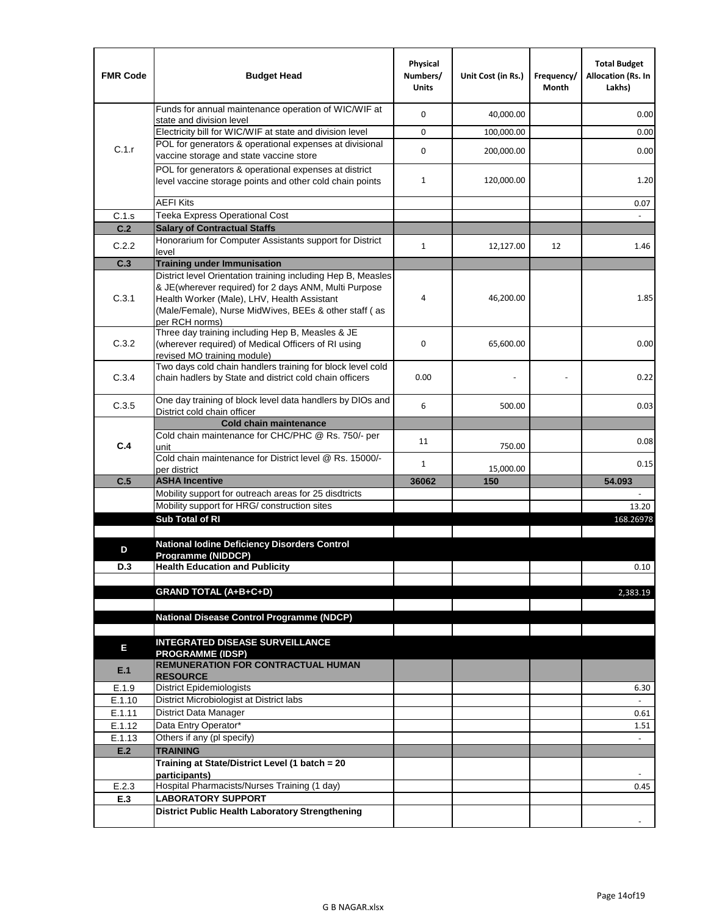| FMR Code | Budget Head | Physical Numbers/ Units | Unit Cost (in Rs.) | Frequency/ Month | Total Budget Allocation (Rs. In Lakhs) |
|---|---|---|---|---|---|
| C.1.r | Funds for annual maintenance operation of WIC/WIF at state and division level | 0 | 40,000.00 | | 0.00 |
| | Electricity bill for WIC/WIF at state and division level | 0 | 100,000.00 | | 0.00 |
| | POL for generators & operational expenses at divisional vaccine storage and state vaccine store | 0 | 200,000.00 | | 0.00 |
| | POL for generators & operational expenses at district level vaccine storage points and other cold chain points | 1 | 120,000.00 | | 1.20 |
| | AEFI Kits | | | | 0.07 |
| C.1.s | Teeka Express Operational Cost | | | | - |
| **C.2** | **Salary of Contractual Staffs** | | | | |
| C.2.2 | Honorarium for Computer Assistants support for District level | 1 | 12,127.00 | 12 | 1.46 |
| **C.3** | **Training under Immunisation** | | | | |
| C.3.1 | District level Orientation training including Hep B, Measles & JE(wherever required) for 2 days ANM, Multi Purpose Health Worker (Male), LHV, Health Assistant (Male/Female), Nurse MidWives, BEEs & other staff ( as per RCH norms) | 4 | 46,200.00 | | 1.85 |
| C.3.2 | Three day training including Hep B, Measles & JE (wherever required) of Medical Officers of RI using revised MO training module) | 0 | 65,600.00 | | 0.00 |
| C.3.4 | Two days cold chain handlers training for block level cold chain hadlers by State and district cold chain officers | 0.00 | - | - | 0.22 |
| C.3.5 | One day training of block level data handlers by DIOs and District cold chain officer | 6 | 500.00 | | 0.03 |
| **C.4** | **Cold chain maintenance** | | | | |
| | Cold chain maintenance for CHC/PHC @ Rs. 750/- per unit | 11 | 750.00 | | 0.08 |
| | Cold chain maintenance for District level @ Rs. 15000/- per district | 1 | 15,000.00 | | 0.15 |
| **C.5** | **ASHA Incentive** | **36062** | **150** | | **54.093** |
| | Mobility support for outreach areas for 25 disdtricts | | | | - |
| | Mobility support for HRG/ construction sites | | | | 13.20 |
| | **Sub Total of RI** | | | | 168.26978 |
| | | | | | |
| **D** | **National Iodine Deficiency Disorders Control Programme (NIDDCP)** | | | | |
| **D.3** | **Health Education and Publicity** | | | | 0.10 |
| | | | | | |
| | **GRAND TOTAL (A+B+C+D)** | | | | 2,383.19 |
| | | | | | |
| | **National Disease Control Programme (NDCP)** | | | | |
| | | | | | |
| **E** | **INTEGRATED DISEASE SURVEILLANCE PROGRAMME (IDSP)** | | | | |
| **E.1** | **REMUNERATION FOR CONTRACTUAL HUMAN RESOURCE** | | | | |
| E.1.9 | District Epidemiologists | | | | 6.30 |
| E.1.10 | District Microbiologist at District labs | | | | - |
| E.1.11 | District Data Manager | | | | 0.61 |
| E.1.12 | Data Entry Operator* | | | | 1.51 |
| E.1.13 | Others if any (pl specify) | | | | - |
| **E.2** | **TRAINING** | | | | |
| | **Training at State/District Level (1 batch = 20 participants)** | | | | - |
| E.2.3 | Hospital Pharmacists/Nurses Training (1 day) | | | | 0.45 |
| **E.3** | **LABORATORY SUPPORT** | | | | |
| | **District Public Health Laboratory Strengthening** | | | | - |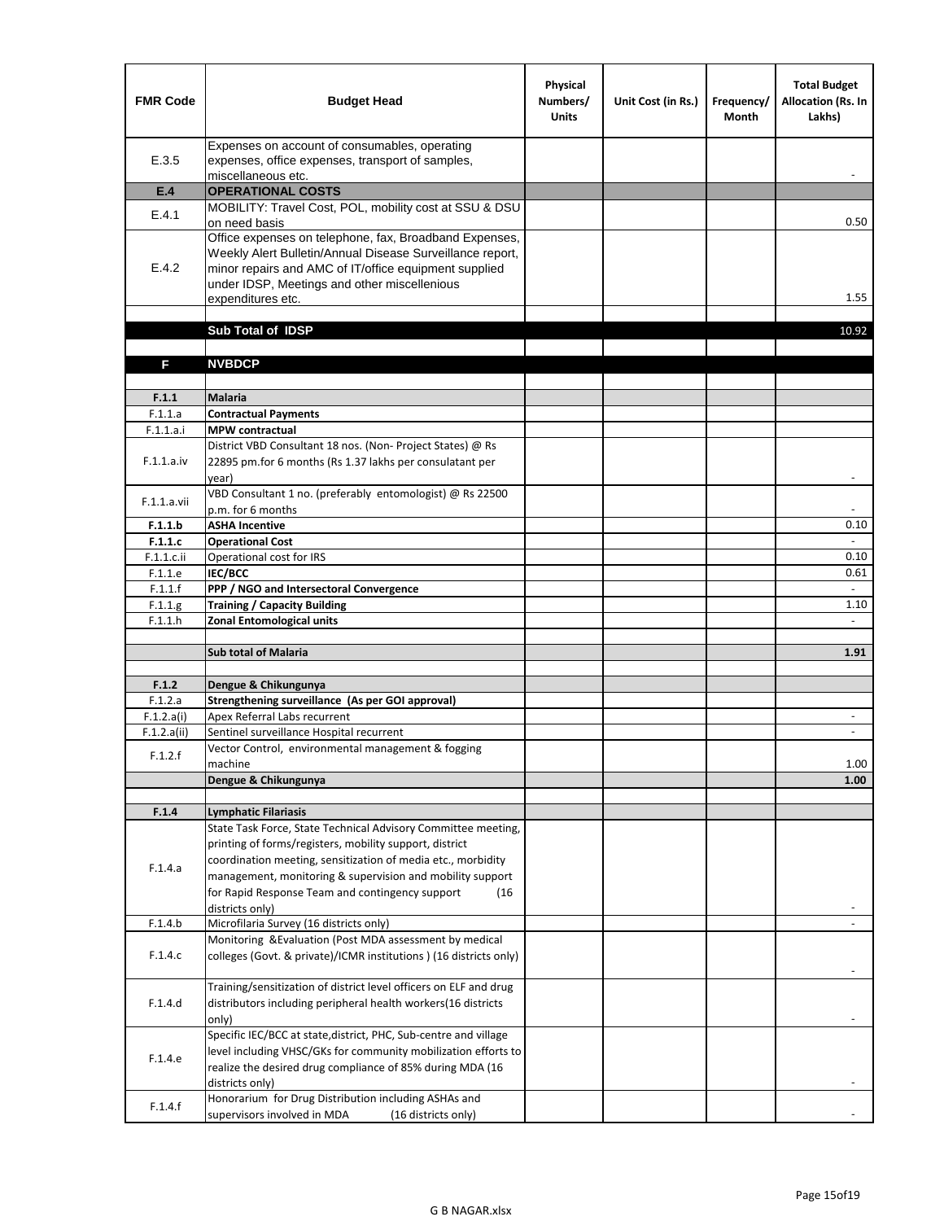| FMR Code | Budget Head | Physical Numbers/ Units | Unit Cost (in Rs.) | Frequency/ Month | Total Budget Allocation (Rs. In Lakhs) |
|---|---|---|---|---|---|
| E.3.5 | Expenses on account of consumables, operating expenses, office expenses, transport of samples, miscellaneous etc. | | | | - |
| **E.4** | **OPERATIONAL COSTS** | | | | |
| E.4.1 | MOBILITY: Travel Cost, POL, mobility cost at SSU & DSU on need basis | | | | 0.50 |
| E.4.2 | Office expenses on telephone, fax, Broadband Expenses, Weekly Alert Bulletin/Annual Disease Surveillance report, minor repairs and AMC of IT/office equipment supplied under IDSP, Meetings and other miscellenious expenditures etc. | | | | 1.55 |
| | | | | | |
| | **Sub Total of IDSP** | | | | 10.92 |
| | | | | | |
| **F** | **NVBDCP** | | | | |
| | | | | | |
| **F.1.1** | **Malaria** | | | | |
| F.1.1.a | **Contractual Payments** | | | | |
| F.1.1.a.i | **MPW contractual** | | | | |
| F.1.1.a.iv | District VBD Consultant 18 nos. (Non- Project States) @ Rs 22895 pm.for 6 months (Rs 1.37 lakhs per consulatant per year) | | | | - |
| F.1.1.a.vii | VBD Consultant 1 no. (preferably entomologist) @ Rs 22500 p.m. for 6 months | | | | - |
| **F.1.1.b** | **ASHA Incentive** | | | | 0.10 |
| **F.1.1.c** | **Operational Cost** | | | | - |
| F.1.1.c.ii | Operational cost for IRS | | | | 0.10 |
| F.1.1.e | **IEC/BCC** | | | | 0.61 |
| F.1.1.f | **PPP / NGO and Intersectoral Convergence** | | | | - |
| F.1.1.g | **Training / Capacity Building** | | | | 1.10 |
| F.1.1.h | **Zonal Entomological units** | | | | - |
| | | | | | |
| | **Sub total of Malaria** | | | | **1.91** |
| | | | | | |
| **F.1.2** | **Dengue & Chikungunya** | | | | |
| F.1.2.a | **Strengthening surveillance (As per GOI approval)** | | | | |
| F.1.2.a(i) | Apex Referral Labs recurrent | | | | - |
| F.1.2.a(ii) | Sentinel surveillance Hospital recurrent | | | | - |
| F.1.2.f | Vector Control, environmental management & fogging machine | | | | 1.00 |
| | **Dengue & Chikungunya** | | | | **1.00** |
| | | | | | |
| **F.1.4** | **Lymphatic Filariasis** | | | | |
| F.1.4.a | State Task Force, State Technical Advisory Committee meeting, printing of forms/registers, mobility support, district coordination meeting, sensitization of media etc., morbidity management, monitoring & supervision and mobility support for Rapid Response Team and contingency support (16 districts only) | | | | - |
| F.1.4.b | Microfilaria Survey (16 districts only) | | | | - |
| F.1.4.c | Monitoring &Evaluation (Post MDA assessment by medical colleges (Govt. & private)/ICMR institutions ) (16 districts only) | | | | - |
| F.1.4.d | Training/sensitization of district level officers on ELF and drug distributors including peripheral health workers(16 districts only) | | | | - |
| F.1.4.e | Specific IEC/BCC at state,district, PHC, Sub-centre and village level including VHSC/GKs for community mobilization efforts to realize the desired drug compliance of 85% during MDA (16 districts only) | | | | - |
| F.1.4.f | Honorarium for Drug Distribution including ASHAs and supervisors involved in MDA (16 districts only) | | | | - |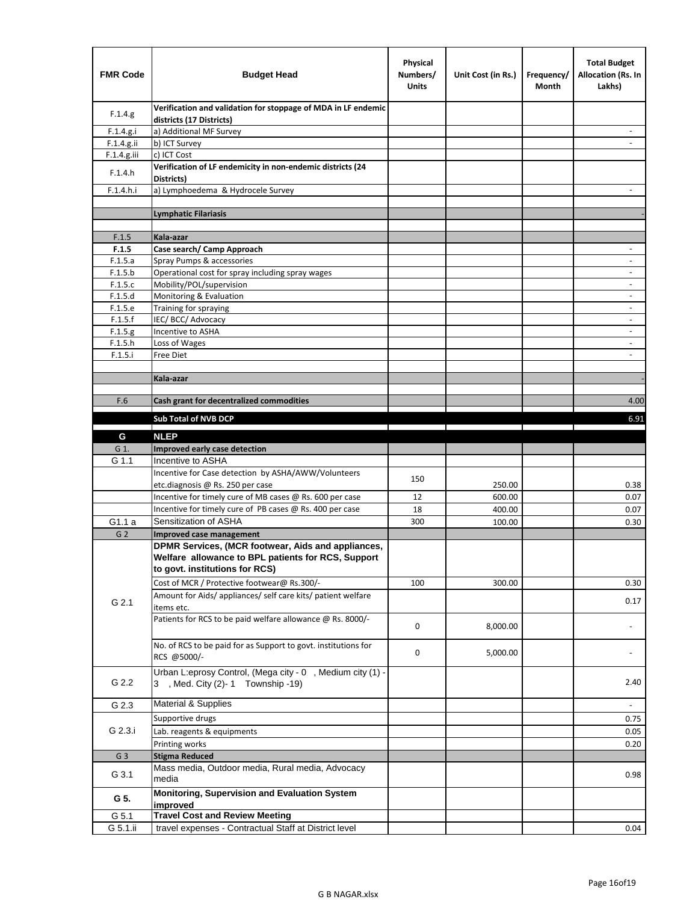| FMR Code | Budget Head | Physical Numbers/ Units | Unit Cost (in Rs.) | Frequency/ Month | Total Budget Allocation (Rs. In Lakhs) |
|---|---|---|---|---|---|
| F.1.4.g | **Verification and validation for stoppage of MDA in LF endemic districts (17 Districts)** | | | | |
| F.1.4.g.i | a) Additional MF Survey | | | | - |
| F.1.4.g.ii | b) ICT Survey | | | | - |
| F.1.4.g.iii | c) ICT Cost | | | | |
| F.1.4.h | **Verification of LF endemicity in non-endemic districts (24 Districts)** | | | | |
| F.1.4.h.i | a) Lymphoedema & Hydrocele Survey | | | | - |
| | | | | | |
| | **Lymphatic Filariasis** | | | | - |
| | | | | | |
| F.1.5 | **Kala-azar** | | | | |
| **F.1.5** | **Case search/ Camp Approach** | | | | - |
| F.1.5.a | Spray Pumps & accessories | | | | - |
| F.1.5.b | Operational cost for spray including spray wages | | | | - |
| F.1.5.c | Mobility/POL/supervision | | | | - |
| F.1.5.d | Monitoring & Evaluation | | | | - |
| F.1.5.e | Training for spraying | | | | - |
| F.1.5.f | IEC/ BCC/ Advocacy | | | | - |
| F.1.5.g | Incentive to ASHA | | | | - |
| F.1.5.h | Loss of Wages | | | | - |
| F.1.5.i | Free Diet | | | | - |
| | | | | | |
| | **Kala-azar** | | | | - |
| | | | | | |
| F.6 | **Cash grant for decentralized commodities** | | | | 4.00 |
| | **Sub Total of NVB DCP** | | | | 6.91 |
| **G** | **NLEP** | | | | |
| G 1. | **Improved early case detection** | | | | |
| G 1.1 | Incentive to ASHA | | | | |
| | Incentive for Case detection by ASHA/AWW/Volunteers etc.diagnosis @ Rs. 250 per case | 150 | 250.00 | | 0.38 |
| | Incentive for timely cure of MB cases @ Rs. 600 per case | 12 | 600.00 | | 0.07 |
| | Incentive for timely cure of PB cases @ Rs. 400 per case | 18 | 400.00 | | 0.07 |
| G1.1 a | Sensitization of ASHA | 300 | 100.00 | | 0.30 |
| G 2 | **Improved case management** | | | | |
| G 2.1 | **DPMR Services, (MCR footwear, Aids and appliances, Welfare allowance to BPL patients for RCS, Support to govt. institutions for RCS)** | | | | |
| | Cost of MCR / Protective footwear@ Rs.300/- | 100 | 300.00 | | 0.30 |
| | Amount for Aids/ appliances/ self care kits/ patient welfare items etc. | | | | 0.17 |
| | Patients for RCS to be paid welfare allowance @ Rs. 8000/- | 0 | 8,000.00 | | - |
| | No. of RCS to be paid for as Support to govt. institutions for RCS @5000/- | 0 | 5,000.00 | | - |
| G 2.2 | Urban L:eprosy Control, (Mega city - 0 , Medium city (1) - 3 , Med. City (2)- 1 Township -19) | | | | 2.40 |
| G 2.3 | Material & Supplies | | | | - |
| G 2.3.i | Supportive drugs | | | | 0.75 |
| | Lab. reagents & equipments | | | | 0.05 |
| | Printing works | | | | 0.20 |
| G 3 | **Stigma Reduced** | | | | |
| G 3.1 | Mass media, Outdoor media, Rural media, Advocacy media | | | | 0.98 |
| **G 5.** | **Monitoring, Supervision and Evaluation System improved** | | | | |
| G 5.1 | **Travel Cost and Review Meeting** | | | | |
| G 5.1.ii | travel expenses - Contractual Staff at District level | | | | 0.04 |

G B NAGAR.xlsx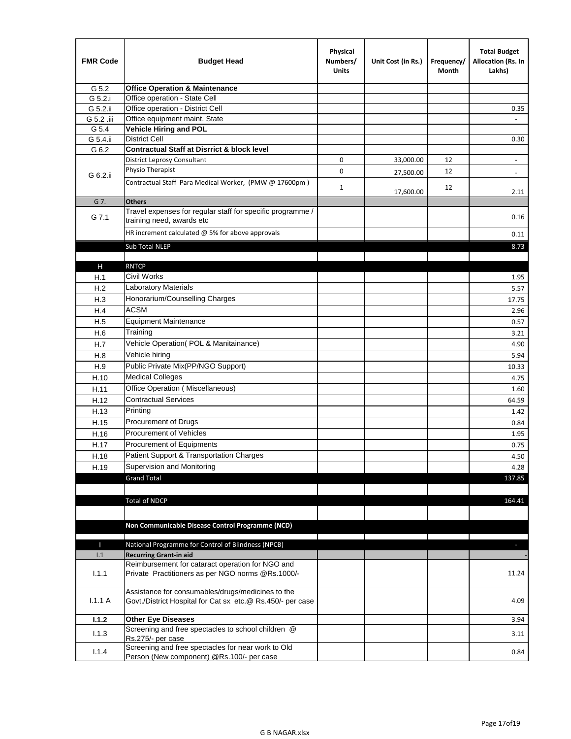| FMR Code | Budget Head | Physical Numbers/ Units | Unit Cost (in Rs.) | Frequency/ Month | Total Budget Allocation (Rs. In Lakhs) |
|---|---|---|---|---|---|
| G 5.2 | **Office Operation & Maintenance** | | | | |
| G 5.2.i | Office operation - State Cell | | | | |
| G 5.2.ii | Office operation - District Cell | | | | 0.35 |
| G 5.2 .iii | Office equipment maint. State | | | | - |
| G 5.4 | **Vehicle Hiring and POL** | | | | |
| G 5.4.ii | District Cell | | | | 0.30 |
| G 6.2 | **Contractual Staff at Disrrict & block level** | | | | |
| G 6.2.ii | District Leprosy Consultant | 0 | 33,000.00 | 12 | - |
| | Physio Therapist | 0 | 27,500.00 | 12 | - |
| | Contractual Staff Para Medical Worker, (PMW @ 17600pm ) | 1 | 17,600.00 | 12 | 2.11 |
| G 7. | **Others** | | | | |
| G 7.1 | Travel expenses for regular staff for specific programme / training need, awards etc | | | | 0.16 |
| | HR increment calculated @ 5% for above approvals | | | | 0.11 |
| | Sub Total NLEP | | | | 8.73 |
| | | | | | |
| H | RNTCP | | | | |
| H.1 | Civil Works | | | | 1.95 |
| H.2 | Laboratory Materials | | | | 5.57 |
| H.3 | Honorarium/Counselling Charges | | | | 17.75 |
| H.4 | ACSM | | | | 2.96 |
| H.5 | Equipment Maintenance | | | | 0.57 |
| H.6 | Training | | | | 3.21 |
| H.7 | Vehicle Operation( POL & Manitainance) | | | | 4.90 |
| H.8 | Vehicle hiring | | | | 5.94 |
| H.9 | Public Private Mix(PP/NGO Support) | | | | 10.33 |
| H.10 | Medical Colleges | | | | 4.75 |
| H.11 | Office Operation ( Miscellaneous) | | | | 1.60 |
| H.12 | Contractual Services | | | | 64.59 |
| H.13 | Printing | | | | 1.42 |
| H.15 | Procurement of Drugs | | | | 0.84 |
| H.16 | Procurement of Vehicles | | | | 1.95 |
| H.17 | Procurement of Equipments | | | | 0.75 |
| H.18 | Patient Support & Transportation Charges | | | | 4.50 |
| H.19 | Supervision and Monitoring | | | | 4.28 |
| | Grand Total | | | | 137.85 |
| | | | | | |
| | Total of NDCP | | | | 164.41 |
| | | | | | |
| | **Non Communicable Disease Control Programme (NCD)** | | | | |
| | | | | | |
| I | National Programme for Control of Blindness (NPCB) | | | | - |
| I.1 | **Recurring Grant-in aid** | | | | - |
| I.1.1 | Reimbursement for cataract operation for NGO and Private Practitioners as per NGO norms @Rs.1000/- | | | | 11.24 |
| I.1.1 A | Assistance for consumables/drugs/medicines to the Govt./District Hospital for Cat sx etc.@ Rs.450/- per case | | | | 4.09 |
| **I.1.2** | **Other Eye Diseases** | | | | 3.94 |
| I.1.3 | Screening and free spectacles to school children @ Rs.275/- per case | | | | 3.11 |
| I.1.4 | Screening and free spectacles for near work to Old Person (New component) @Rs.100/- per case | | | | 0.84 |

G B NAGAR.xlsx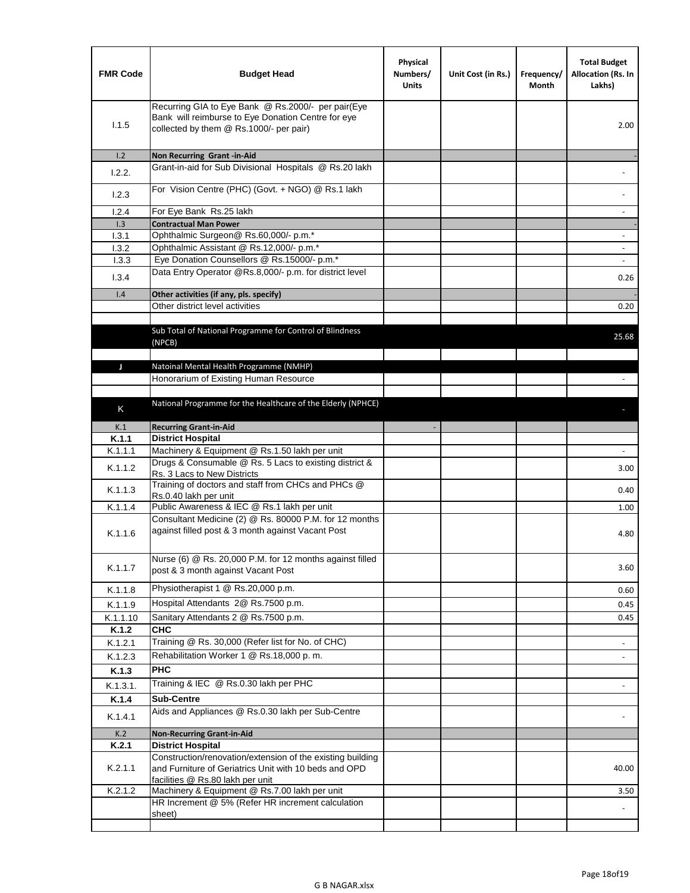| FMR Code | Budget Head | Physical Numbers/ Units | Unit Cost (in Rs.) | Frequency/ Month | Total Budget Allocation (Rs. In Lakhs) |
|---|---|---|---|---|---|
| I.1.5 | Recurring GIA to Eye Bank @ Rs.2000/- per pair(Eye Bank will reimburse to Eye Donation Centre for eye collected by them @ Rs.1000/- per pair) | | | | 2.00 |
| I.2 | **Non Recurring Grant -in-Aid** | | | | - |
| I.2.2. | Grant-in-aid for Sub Divisional Hospitals @ Rs.20 lakh | | | | - |
| I.2.3 | For Vision Centre (PHC) (Govt. + NGO) @ Rs.1 lakh | | | | - |
| I.2.4 | For Eye Bank Rs.25 lakh | | | | - |
| I.3 | **Contractual Man Power** | | | | - |
| I.3.1 | Ophthalmic Surgeon@ Rs.60,000/- p.m.* | | | | - |
| I.3.2 | Ophthalmic Assistant @ Rs.12,000/- p.m.* | | | | - |
| I.3.3 | Eye Donation Counsellors @ Rs.15000/- p.m.* | | | | - |
| I.3.4 | Data Entry Operator @Rs.8,000/- p.m. for district level | | | | 0.26 |
| I.4 | **Other activities (if any, pls. specify)** | | | | - |
| | Other district level activities | | | | 0.20 |
| | | | | | |
| | Sub Total of National Programme for Control of Blindness (NPCB) | | | | 25.68 |
| | | | | | |
| J | Natoinal Mental Health Programme (NMHP) | | | | |
| | Honorarium of Existing Human Resource | | | | - |
| | | | | | |
| K | National Programme for the Healthcare of the Elderly (NPHCE) | | | | - |
| K.1 | **Recurring Grant-in-Aid** | - | | | |
| **K.1.1** | **District Hospital** | | | | |
| K.1.1.1 | Machinery & Equipment @ Rs.1.50 lakh per unit | | | | - |
| K.1.1.2 | Drugs & Consumable @ Rs. 5 Lacs to existing district & Rs. 3 Lacs to New Districts | | | | 3.00 |
| K.1.1.3 | Training of doctors and staff from CHCs and PHCs @ Rs.0.40 lakh per unit | | | | 0.40 |
| K.1.1.4 | Public Awareness & IEC @ Rs.1 lakh per unit | | | | 1.00 |
| K.1.1.6 | Consultant Medicine (2) @ Rs. 80000 P.M. for 12 months against filled post & 3 month against Vacant Post | | | | 4.80 |
| K.1.1.7 | Nurse (6) @ Rs. 20,000 P.M. for 12 months against filled post & 3 month against Vacant Post | | | | 3.60 |
| K.1.1.8 | Physiotherapist 1 @ Rs.20,000 p.m. | | | | 0.60 |
| K.1.1.9 | Hospital Attendants 2@ Rs.7500 p.m. | | | | 0.45 |
| K.1.1.10 | Sanitary Attendants 2 @ Rs.7500 p.m. | | | | 0.45 |
| **K.1.2** | **CHC** | | | | |
| K.1.2.1 | Training @ Rs. 30,000 (Refer list for No. of CHC) | | | | - |
| K.1.2.3 | Rehabilitation Worker 1 @ Rs.18,000 p. m. | | | | - |
| **K.1.3** | **PHC** | | | | |
| K.1.3.1. | Training & IEC @ Rs.0.30 lakh per PHC | | | | - |
| **K.1.4** | **Sub-Centre** | | | | |
| K.1.4.1 | Aids and Appliances @ Rs.0.30 lakh per Sub-Centre | | | | - |
| K.2 | **Non-Recurring Grant-in-Aid** | | | | |
| **K.2.1** | **District Hospital** | | | | |
| K.2.1.1 | Construction/renovation/extension of the existing building and Furniture of Geriatrics Unit with 10 beds and OPD facilities @ Rs.80 lakh per unit | | | | 40.00 |
| K.2.1.2 | Machinery & Equipment @ Rs.7.00 lakh per unit | | | | 3.50 |
| | HR Increment @ 5% (Refer HR increment calculation sheet) | | | | - |
| | | | | | |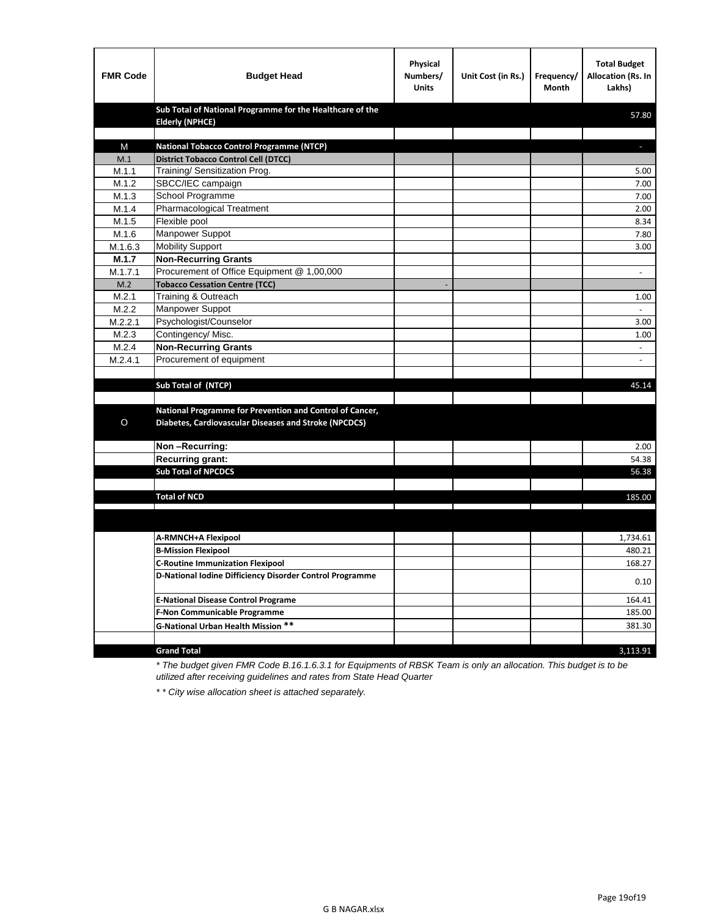| FMR Code | Budget Head | Physical Numbers/ Units | Unit Cost (in Rs.) | Frequency/ Month | Total Budget Allocation (Rs. In Lakhs) |
|---|---|---|---|---|---|
| | **Sub Total of National Programme for the Healthcare of the Elderly (NPHCE)** | | | | 57.80 |
| | | | | | |
| M | **National Tobacco Control Programme (NTCP)** | | | | - |
| M.1 | **District Tobacco Control Cell (DTCC)** | | | | |
| M.1.1 | Training/ Sensitization Prog. | | | | 5.00 |
| M.1.2 | SBCC/IEC campaign | | | | 7.00 |
| M.1.3 | School Programme | | | | 7.00 |
| M.1.4 | Pharmacological Treatment | | | | 2.00 |
| M.1.5 | Flexible pool | | | | 8.34 |
| M.1.6 | Manpower Suppot | | | | 7.80 |
| M.1.6.3 | Mobility Support | | | | 3.00 |
| **M.1.7** | **Non-Recurring Grants** | | | | |
| M.1.7.1 | Procurement of Office Equipment @ 1,00,000 | | | | - |
| M.2 | **Tobacco Cessation Centre (TCC)** | - | | | |
| M.2.1 | Training & Outreach | | | | 1.00 |
| M.2.2 | Manpower Suppot | | | | - |
| M.2.2.1 | Psychologist/Counselor | | | | 3.00 |
| M.2.3 | Contingency/ Misc. | | | | 1.00 |
| M.2.4 | **Non-Recurring Grants** | | | | - |
| M.2.4.1 | Procurement of equipment | | | | - |
| | | | | | |
| | **Sub Total of (NTCP)** | | | | 45.14 |
| | | | | | |
| O | **National Programme for Prevention and Control of Cancer, Diabetes, Cardiovascular Diseases and Stroke (NPCDCS)** | | | | |
| | **Non –Recurring:** | | | | 2.00 |
| | **Recurring grant:** | | | | 54.38 |
| | **Sub Total of NPCDCS** | | | | 56.38 |
| | | | | | |
| | **Total of NCD** | | | | 185.00 |
| | | | | | |
| | **A-RMNCH+A Flexipool** | | | | 1,734.61 |
| | **B-Mission Flexipool** | | | | 480.21 |
| | **C-Routine Immunization Flexipool** | | | | 168.27 |
| | **D-National Iodine Difficiency Disorder Control Programme** | | | | 0.10 |
| | **E-National Disease Control Programe** | | | | 164.41 |
| | **F-Non Communicable Programme** | | | | 185.00 |
| | **G-National Urban Health Mission \*\*** | | | | 381.30 |
| | | | | | |
| | **Grand Total** | | | | 3,113.91 |

*\* The budget given FMR Code B.16.1.6.3.1 for Equipments of RBSK Team is only an allocation. This budget is to be utilized after receiving guidelines and rates from State Head Quarter*

*\* \* City wise allocation sheet is attached separately.*